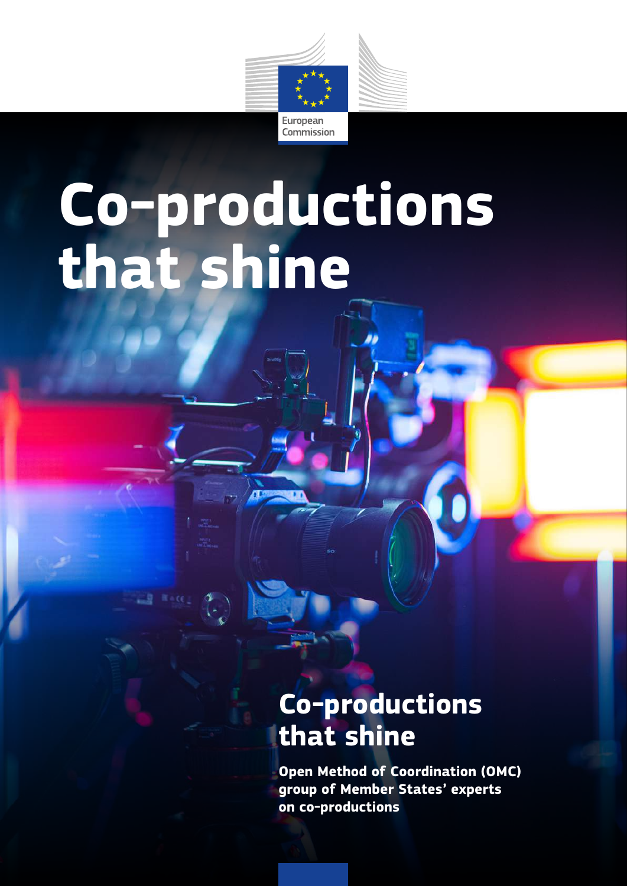European Commission

# Co-productions that shine

## Co-productions that shine

**Open Method of Coordination (OMC) group of Member States' experts on co-productions**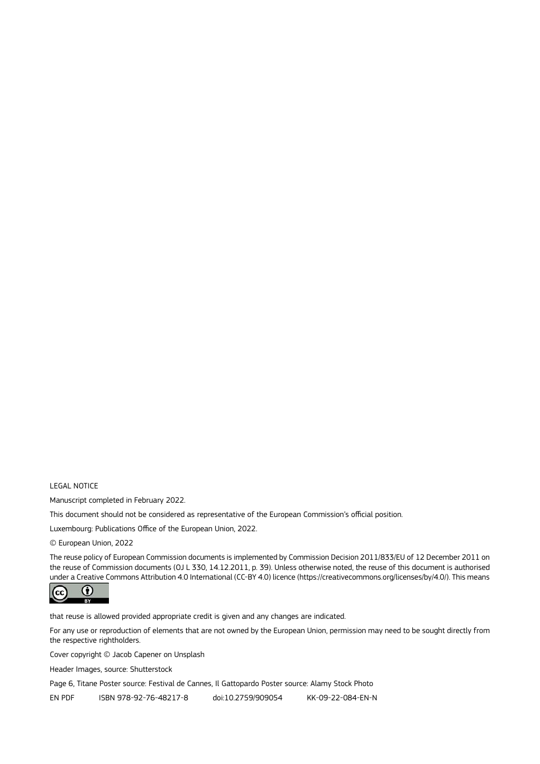LEGAL NOTICE

Manuscript completed in February 2022.

This document should not be considered as representative of the European Commission's official position.

Luxembourg: Publications Office of the European Union, 2022.

© European Union, 2022

The reuse policy of European Commission documents is implemented by Commission Decision 2011/833/EU of 12 December 2011 on the reuse of Commission documents (OJ L 330, 14.12.2011, p. 39). Unless otherwise noted, the reuse of this document is authorised under a Creative Commons Attribution 4.0 International (CC-BY 4.0) licence (https://creativecommons.org/licenses/by/4.0/). This means that reuse is allowed provided appropriate credit is given and any changes are indicated.

For any use or reproduction of elements that are not owned by the European Union, permission may need to be sought directly from the respective rightholders.

Cover copyright © Jacob Capener on Unsplash

Header Images, source: Shutterstock

Page 6, Titane Poster source: Festival de Cannes, Il Gattopardo Poster source: Alamy Stock Photo

EN PDF ISBN 978-92-76-48217-8 doi:10.2759/909054 KK-09-22-084-EN-N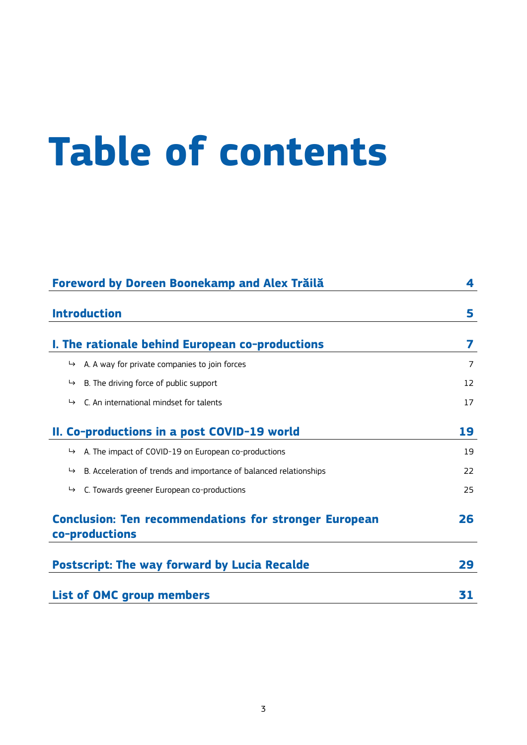# Table of contents

| | |
|---|---|
| **Foreword by Doreen Boonekamp and Alex Trăilă** | **4** |
| **Introduction** | **5** |
| **I. The rationale behind European co-productions** | **7** |
| ↳ A. A way for private companies to join forces | 7 |
| ↳ B. The driving force of public support | 12 |
| ↳ C. An international mindset for talents | 17 |
| **II. Co-productions in a post COVID-19 world** | **19** |
| ↳ A. The impact of COVID-19 on European co-productions | 19 |
| ↳ B. Acceleration of trends and importance of balanced relationships | 22 |
| ↳ C. Towards greener European co-productions | 25 |
| **Conclusion: Ten recommendations for stronger European co-productions** | **26** |
| **Postscript: The way forward by Lucia Recalde** | **29** |
| **List of OMC group members** | **31** |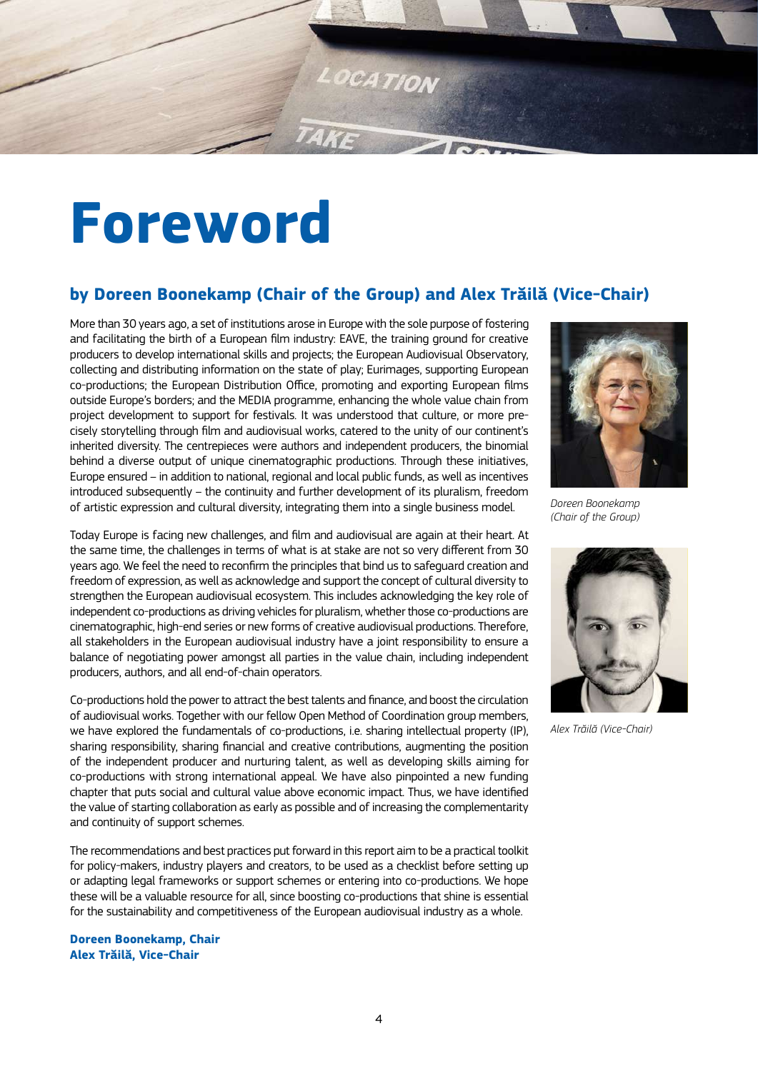# Foreword

## by Doreen Boonekamp (Chair of the Group) and Alex Trăilă (Vice-Chair)

More than 30 years ago, a set of institutions arose in Europe with the sole purpose of fostering and facilitating the birth of a European film industry: EAVE, the training ground for creative producers to develop international skills and projects; the European Audiovisual Observatory, collecting and distributing information on the state of play; Eurimages, supporting European co-productions; the European Distribution Office, promoting and exporting European films outside Europe's borders; and the MEDIA programme, enhancing the whole value chain from project development to support for festivals. It was understood that culture, or more precisely storytelling through film and audiovisual works, catered to the unity of our continent's inherited diversity. The centrepieces were authors and independent producers, the binomial behind a diverse output of unique cinematographic productions. Through these initiatives, Europe ensured – in addition to national, regional and local public funds, as well as incentives introduced subsequently – the continuity and further development of its pluralism, freedom of artistic expression and cultural diversity, integrating them into a single business model.

*Doreen Boonekamp (Chair of the Group)*

Today Europe is facing new challenges, and film and audiovisual are again at their heart. At the same time, the challenges in terms of what is at stake are not so very different from 30 years ago. We feel the need to reconfirm the principles that bind us to safeguard creation and freedom of expression, as well as acknowledge and support the concept of cultural diversity to strengthen the European audiovisual ecosystem. This includes acknowledging the key role of independent co-productions as driving vehicles for pluralism, whether those co-productions are cinematographic, high-end series or new forms of creative audiovisual productions. Therefore, all stakeholders in the European audiovisual industry have a joint responsibility to ensure a balance of negotiating power amongst all parties in the value chain, including independent producers, authors, and all end-of-chain operators.

*Alex Trăilă (Vice-Chair)*

Co-productions hold the power to attract the best talents and finance, and boost the circulation of audiovisual works. Together with our fellow Open Method of Coordination group members, we have explored the fundamentals of co-productions, i.e. sharing intellectual property (IP), sharing responsibility, sharing financial and creative contributions, augmenting the position of the independent producer and nurturing talent, as well as developing skills aiming for co-productions with strong international appeal. We have also pinpointed a new funding chapter that puts social and cultural value above economic impact. Thus, we have identified the value of starting collaboration as early as possible and of increasing the complementarity and continuity of support schemes.

The recommendations and best practices put forward in this report aim to be a practical toolkit for policy-makers, industry players and creators, to be used as a checklist before setting up or adapting legal frameworks or support schemes or entering into co-productions. We hope these will be a valuable resource for all, since boosting co-productions that shine is essential for the sustainability and competitiveness of the European audiovisual industry as a whole.

**Doreen Boonekamp, Chair**
**Alex Trăilă, Vice-Chair**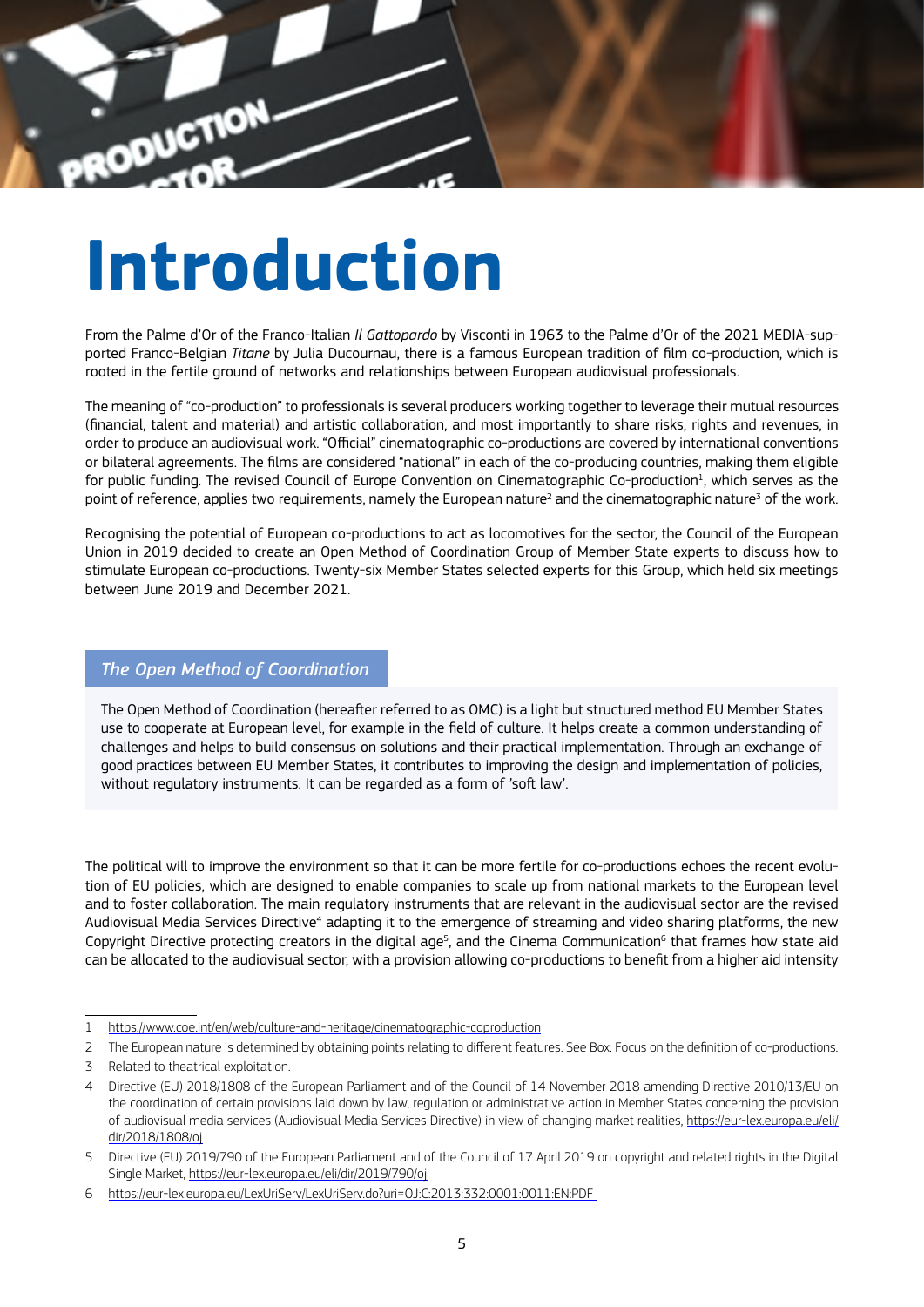# Introduction

From the Palme d'Or of the Franco-Italian *Il Gattopardo* by Visconti in 1963 to the Palme d'Or of the 2021 MEDIA-supported Franco-Belgian *Titane* by Julia Ducournau, there is a famous European tradition of film co-production, which is rooted in the fertile ground of networks and relationships between European audiovisual professionals.

The meaning of "co-production" to professionals is several producers working together to leverage their mutual resources (financial, talent and material) and artistic collaboration, and most importantly to share risks, rights and revenues, in order to produce an audiovisual work. "Official" cinematographic co-productions are covered by international conventions or bilateral agreements. The films are considered "national" in each of the co-producing countries, making them eligible for public funding. The revised Council of Europe Convention on Cinematographic Co-production[1], which serves as the point of reference, applies two requirements, namely the European nature[2] and the cinematographic nature[3] of the work.

Recognising the potential of European co-productions to act as locomotives for the sector, the Council of the European Union in 2019 decided to create an Open Method of Coordination Group of Member State experts to discuss how to stimulate European co-productions. Twenty-six Member States selected experts for this Group, which held six meetings between June 2019 and December 2021.

### *The Open Method of Coordination*

The Open Method of Coordination (hereafter referred to as OMC) is a light but structured method EU Member States use to cooperate at European level, for example in the field of culture. It helps create a common understanding of challenges and helps to build consensus on solutions and their practical implementation. Through an exchange of good practices between EU Member States, it contributes to improving the design and implementation of policies, without regulatory instruments. It can be regarded as a form of 'soft law'.

The political will to improve the environment so that it can be more fertile for co-productions echoes the recent evolution of EU policies, which are designed to enable companies to scale up from national markets to the European level and to foster collaboration. The main regulatory instruments that are relevant in the audiovisual sector are the revised Audiovisual Media Services Directive[4] adapting it to the emergence of streaming and video sharing platforms, the new Copyright Directive protecting creators in the digital age[5], and the Cinema Communication[6] that frames how state aid can be allocated to the audiovisual sector, with a provision allowing co-productions to benefit from a higher aid intensity

---

1 https://www.coe.int/en/web/culture-and-heritage/cinematographic-coproduction

2 The European nature is determined by obtaining points relating to different features. See Box: Focus on the definition of co-productions.

3 Related to theatrical exploitation.

4 Directive (EU) 2018/1808 of the European Parliament and of the Council of 14 November 2018 amending Directive 2010/13/EU on the coordination of certain provisions laid down by law, regulation or administrative action in Member States concerning the provision of audiovisual media services (Audiovisual Media Services Directive) in view of changing market realities, https://eur-lex.europa.eu/eli/dir/2018/1808/oj

5 Directive (EU) 2019/790 of the European Parliament and of the Council of 17 April 2019 on copyright and related rights in the Digital Single Market, https://eur-lex.europa.eu/eli/dir/2019/790/oj

6 https://eur-lex.europa.eu/LexUriServ/LexUriServ.do?uri=OJ:C:2013:332:0001:0011:EN:PDF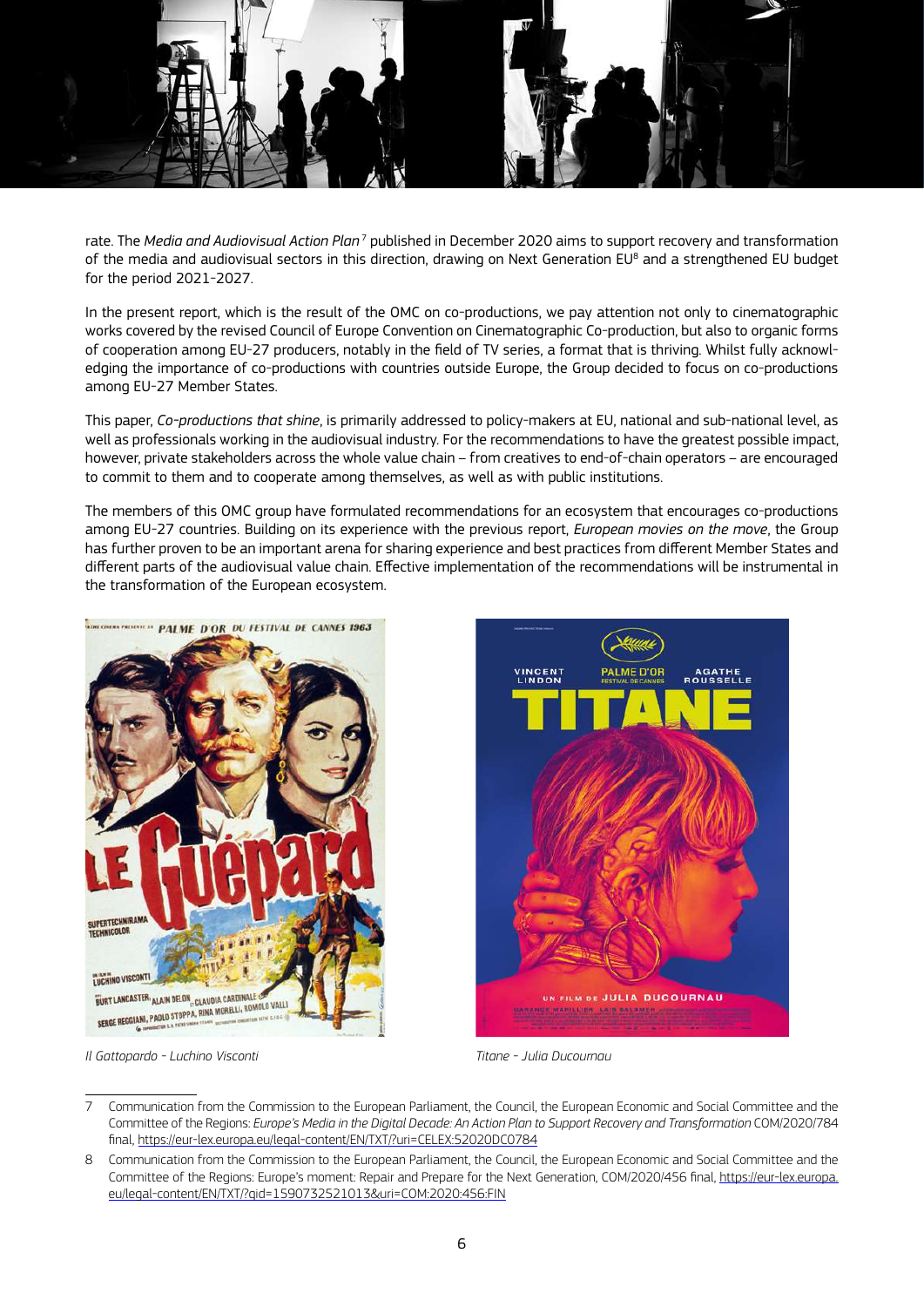rate. The *Media and Audiovisual Action Plan*[7] published in December 2020 aims to support recovery and transformation of the media and audiovisual sectors in this direction, drawing on Next Generation EU[8] and a strengthened EU budget for the period 2021-2027.

In the present report, which is the result of the OMC on co-productions, we pay attention not only to cinematographic works covered by the revised Council of Europe Convention on Cinematographic Co-production, but also to organic forms of cooperation among EU-27 producers, notably in the field of TV series, a format that is thriving. Whilst fully acknowledging the importance of co-productions with countries outside Europe, the Group decided to focus on co-productions among EU-27 Member States.

This paper, *Co-productions that shine*, is primarily addressed to policy-makers at EU, national and sub-national level, as well as professionals working in the audiovisual industry. For the recommendations to have the greatest possible impact, however, private stakeholders across the whole value chain – from creatives to end-of-chain operators – are encouraged to commit to them and to cooperate among themselves, as well as with public institutions.

The members of this OMC group have formulated recommendations for an ecosystem that encourages co-productions among EU-27 countries. Building on its experience with the previous report, *European movies on the move*, the Group has further proven to be an important arena for sharing experience and best practices from different Member States and different parts of the audiovisual value chain. Effective implementation of the recommendations will be instrumental in the transformation of the European ecosystem.

*Il Gattopardo - Luchino Visconti*

*Titane - Julia Ducournau*

---

7 Communication from the Commission to the European Parliament, the Council, the European Economic and Social Committee and the Committee of the Regions: *Europe's Media in the Digital Decade: An Action Plan to Support Recovery and Transformation* COM/2020/784 final, https://eur-lex.europa.eu/legal-content/EN/TXT/?uri=CELEX:52020DC0784

8 Communication from the Commission to the European Parliament, the Council, the European Economic and Social Committee and the Committee of the Regions: Europe's moment: Repair and Prepare for the Next Generation, COM/2020/456 final, https://eur-lex.europa.eu/legal-content/EN/TXT/?qid=1590732521013&uri=COM:2020:456:FIN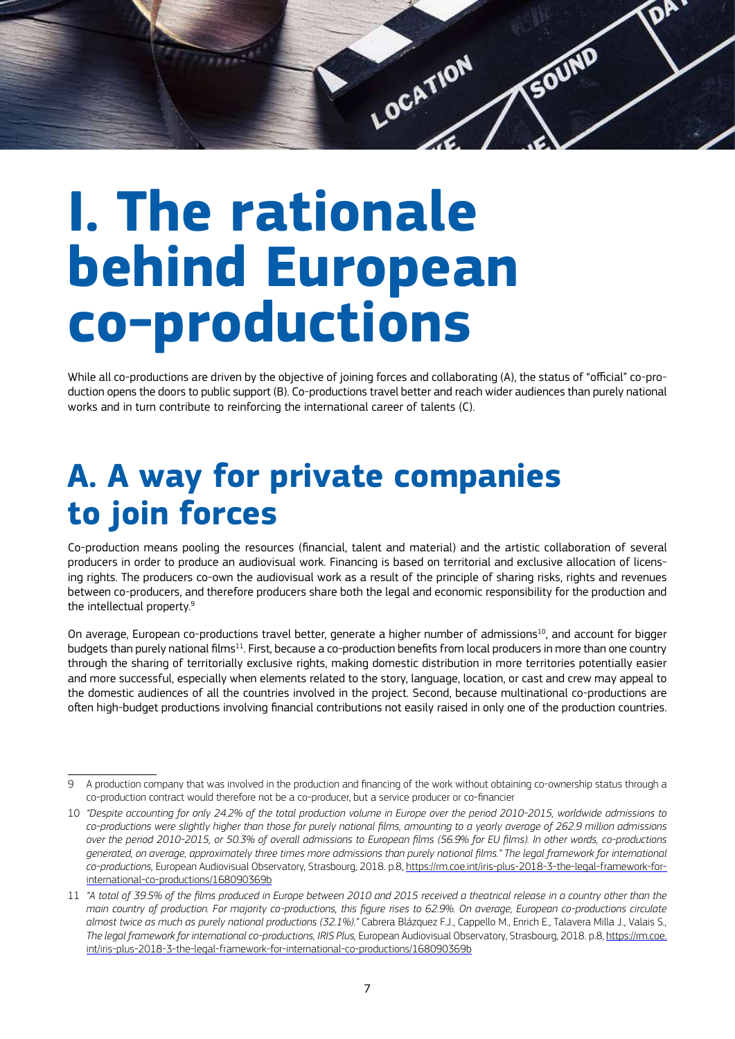# I. The rationale behind European co-productions

While all co-productions are driven by the objective of joining forces and collaborating (A), the status of "official" co-production opens the doors to public support (B). Co-productions travel better and reach wider audiences than purely national works and in turn contribute to reinforcing the international career of talents (C).

## A. A way for private companies to join forces

Co-production means pooling the resources (financial, talent and material) and the artistic collaboration of several producers in order to produce an audiovisual work. Financing is based on territorial and exclusive allocation of licensing rights. The producers co-own the audiovisual work as a result of the principle of sharing risks, rights and revenues between co-producers, and therefore producers share both the legal and economic responsibility for the production and the intellectual property.[9]

On average, European co-productions travel better, generate a higher number of admissions[10], and account for bigger budgets than purely national films[11]. First, because a co-production benefits from local producers in more than one country through the sharing of territorially exclusive rights, making domestic distribution in more territories potentially easier and more successful, especially when elements related to the story, language, location, or cast and crew may appeal to the domestic audiences of all the countries involved in the project. Second, because multinational co-productions are often high-budget productions involving financial contributions not easily raised in only one of the production countries.

---

9 A production company that was involved in the production and financing of the work without obtaining co-ownership status through a co-production contract would therefore not be a co-producer, but a service producer or co-financier

10 *"Despite accounting for only 24.2% of the total production volume in Europe over the period 2010-2015, worldwide admissions to co-productions were slightly higher than those for purely national films, amounting to a yearly average of 262.9 million admissions over the period 2010-2015, or 50.3% of overall admissions to European films (56.9% for EU films). In other words, co-productions generated, on average, approximately three times more admissions than purely national films." The legal framework for international co-productions,* European Audiovisual Observatory, Strasbourg, 2018. p.8, https://rm.coe.int/iris-plus-2018-3-the-legal-framework-for-international-co-productions/168090369b

11 *"A total of 39.5% of the films produced in Europe between 2010 and 2015 received a theatrical release in a country other than the main country of production. For majority co-productions, this figure rises to 62.9%. On average, European co-productions circulate almost twice as much as purely national productions (32.1%)."* Cabrera Blázquez F.J., Cappello M., Enrich E., Talavera Milla J., Valais S., *The legal framework for international co-productions, IRIS Plus,* European Audiovisual Observatory, Strasbourg, 2018. p.8, https://rm.coe.int/iris-plus-2018-3-the-legal-framework-for-international-co-productions/168090369b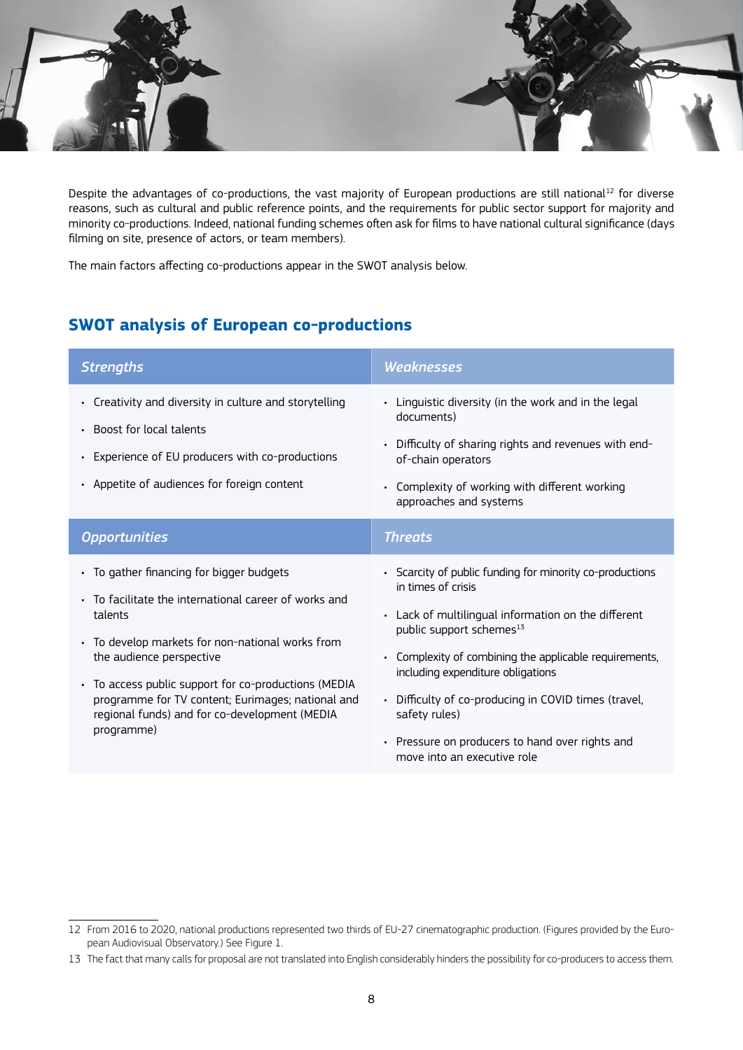Despite the advantages of co-productions, the vast majority of European productions are still national[12] for diverse reasons, such as cultural and public reference points, and the requirements for public sector support for majority and minority co-productions. Indeed, national funding schemes often ask for films to have national cultural significance (days filming on site, presence of actors, or team members).

The main factors affecting co-productions appear in the SWOT analysis below.

## SWOT analysis of European co-productions

| *Strengths* | *Weaknesses* |
| --- | --- |
| • Creativity and diversity in culture and storytelling<br>• Boost for local talents<br>• Experience of EU producers with co-productions<br>• Appetite of audiences for foreign content | • Linguistic diversity (in the work and in the legal documents)<br>• Difficulty of sharing rights and revenues with end-of-chain operators<br>• Complexity of working with different working approaches and systems |
| ***Opportunities*** | ***Threats*** |
| • To gather financing for bigger budgets<br>• To facilitate the international career of works and talents<br>• To develop markets for non-national works from the audience perspective<br>• To access public support for co-productions (MEDIA programme for TV content; Eurimages; national and regional funds) and for co-development (MEDIA programme) | • Scarcity of public funding for minority co-productions in times of crisis<br>• Lack of multilingual information on the different public support schemes[13]<br>• Complexity of combining the applicable requirements, including expenditure obligations<br>• Difficulty of co-producing in COVID times (travel, safety rules)<br>• Pressure on producers to hand over rights and move into an executive role |

12 From 2016 to 2020, national productions represented two thirds of EU-27 cinematographic production. (Figures provided by the European Audiovisual Observatory.) See Figure 1.

13 The fact that many calls for proposal are not translated into English considerably hinders the possibility for co-producers to access them.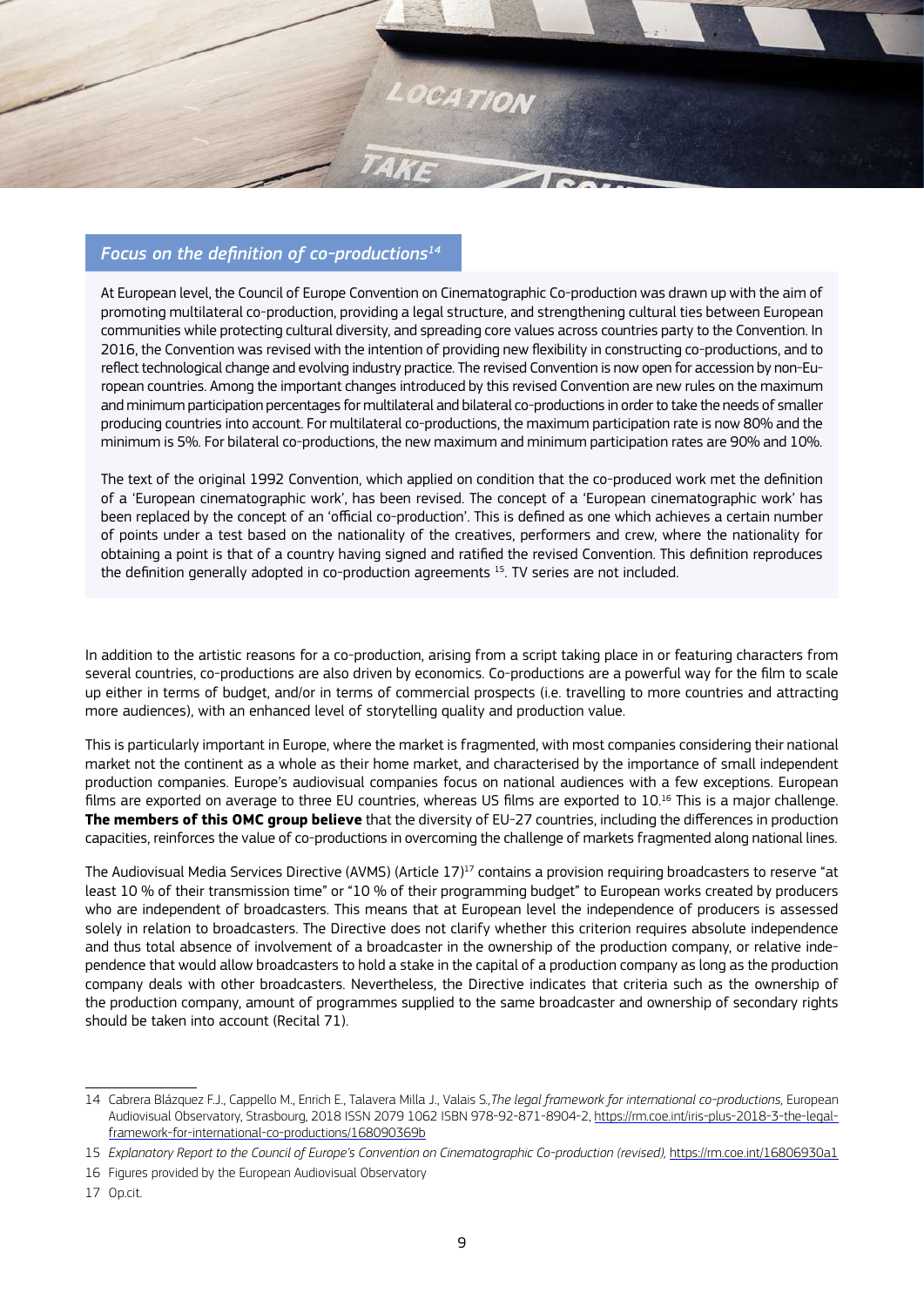### *Focus on the definition of co-productions*[14]

At European level, the Council of Europe Convention on Cinematographic Co-production was drawn up with the aim of promoting multilateral co-production, providing a legal structure, and strengthening cultural ties between European communities while protecting cultural diversity, and spreading core values across countries party to the Convention. In 2016, the Convention was revised with the intention of providing new flexibility in constructing co-productions, and to reflect technological change and evolving industry practice. The revised Convention is now open for accession by non-European countries. Among the important changes introduced by this revised Convention are new rules on the maximum and minimum participation percentages for multilateral and bilateral co-productions in order to take the needs of smaller producing countries into account. For multilateral co-productions, the maximum participation rate is now 80% and the minimum is 5%. For bilateral co-productions, the new maximum and minimum participation rates are 90% and 10%.

The text of the original 1992 Convention, which applied on condition that the co-produced work met the definition of a 'European cinematographic work', has been revised. The concept of a 'European cinematographic work' has been replaced by the concept of an 'official co-production'. This is defined as one which achieves a certain number of points under a test based on the nationality of the creatives, performers and crew, where the nationality for obtaining a point is that of a country having signed and ratified the revised Convention. This definition reproduces the definition generally adopted in co-production agreements [15]. TV series are not included.

In addition to the artistic reasons for a co-production, arising from a script taking place in or featuring characters from several countries, co-productions are also driven by economics. Co-productions are a powerful way for the film to scale up either in terms of budget, and/or in terms of commercial prospects (i.e. travelling to more countries and attracting more audiences), with an enhanced level of storytelling quality and production value.

This is particularly important in Europe, where the market is fragmented, with most companies considering their national market not the continent as a whole as their home market, and characterised by the importance of small independent production companies. Europe's audiovisual companies focus on national audiences with a few exceptions. European films are exported on average to three EU countries, whereas US films are exported to 10.[16] This is a major challenge. **The members of this OMC group believe** that the diversity of EU-27 countries, including the differences in production capacities, reinforces the value of co-productions in overcoming the challenge of markets fragmented along national lines.

The Audiovisual Media Services Directive (AVMS) (Article 17)[17] contains a provision requiring broadcasters to reserve "at least 10 % of their transmission time" or "10 % of their programming budget" to European works created by producers who are independent of broadcasters. This means that at European level the independence of producers is assessed solely in relation to broadcasters. The Directive does not clarify whether this criterion requires absolute independence and thus total absence of involvement of a broadcaster in the ownership of the production company, or relative independence that would allow broadcasters to hold a stake in the capital of a production company as long as the production company deals with other broadcasters. Nevertheless, the Directive indicates that criteria such as the ownership of the production company, amount of programmes supplied to the same broadcaster and ownership of secondary rights should be taken into account (Recital 71).

---

14 Cabrera Blázquez F.J., Cappello M., Enrich E., Talavera Milla J., Valais S.,*The legal framework for international co-productions,* European Audiovisual Observatory, Strasbourg, 2018 ISSN 2079 1062 ISBN 978-92-871-8904-2, https://rm.coe.int/iris-plus-2018-3-the-legal-framework-for-international-co-productions/168090369b

15 *Explanatory Report to the Council of Europe's Convention on Cinematographic Co-production (revised),* https://rm.coe.int/16806930a1

16 Figures provided by the European Audiovisual Observatory

17 Op.cit.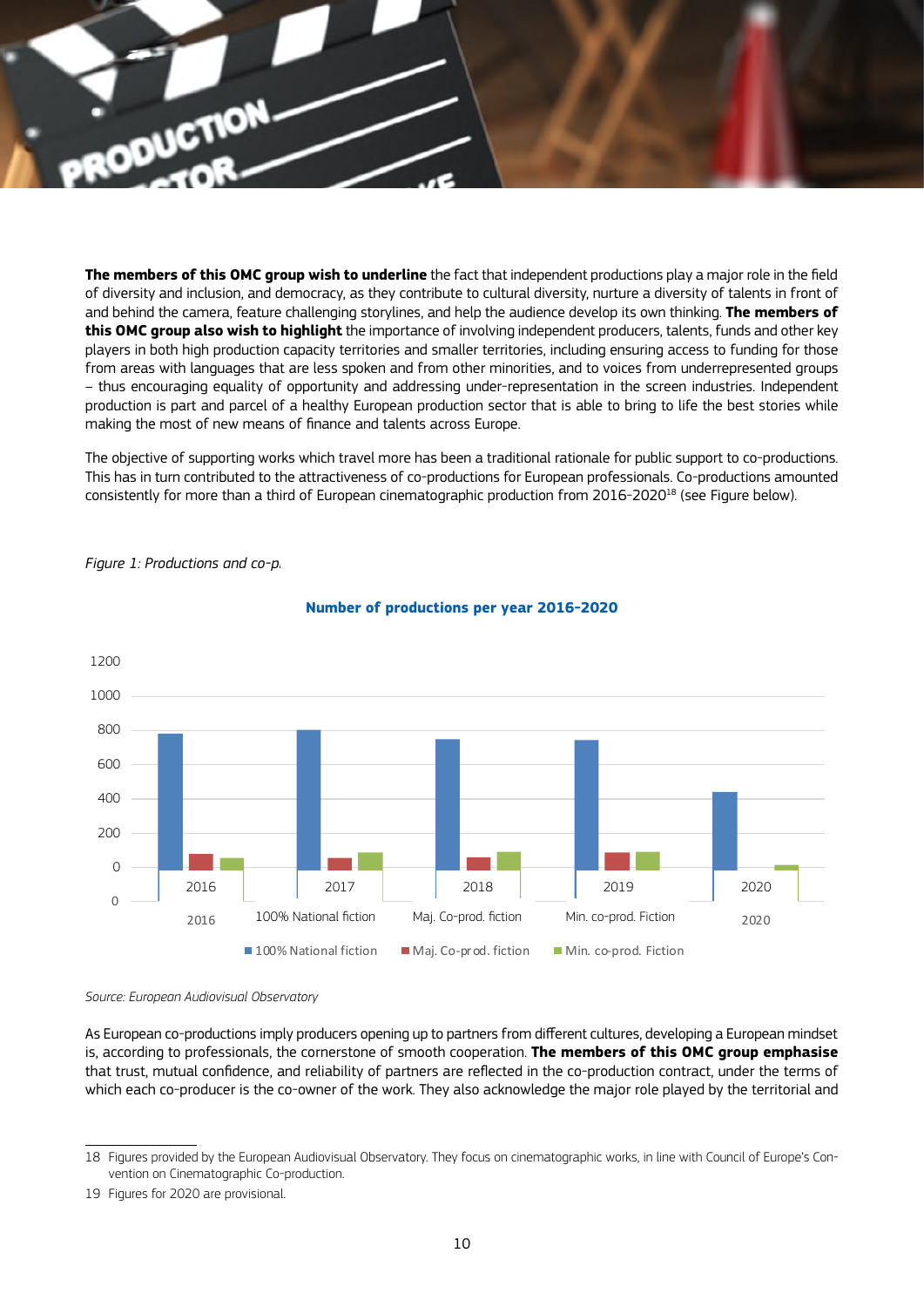**The members of this OMC group wish to underline** the fact that independent productions play a major role in the field of diversity and inclusion, and democracy, as they contribute to cultural diversity, nurture a diversity of talents in front of and behind the camera, feature challenging storylines, and help the audience develop its own thinking. **The members of this OMC group also wish to highlight** the importance of involving independent producers, talents, funds and other key players in both high production capacity territories and smaller territories, including ensuring access to funding for those from areas with languages that are less spoken and from other minorities, and to voices from underrepresented groups – thus encouraging equality of opportunity and addressing under-representation in the screen industries. Independent production is part and parcel of a healthy European production sector that is able to bring to life the best stories while making the most of new means of finance and talents across Europe.

The objective of supporting works which travel more has been a traditional rationale for public support to co-productions. This has in turn contributed to the attractiveness of co-productions for European professionals. Co-productions amounted consistently for more than a third of European cinematographic production from 2016-2020[18] (see Figure below).

*Figure 1: Productions and co-p.*

**Number of productions per year 2016-2020**

| Year | 100% National fiction | Maj. Co-prod. fiction | Min. co-prod. Fiction |
|---|---|---|---|
| 2016 | ~780 | ~80 | ~60 |
| 2017 | ~800 | ~60 | ~90 |
| 2018 | ~750 | ~60 | ~90 |
| 2019 | ~740 | ~90 | ~90 |
| 2020 | ~440 | ~0 | ~20 |

*Source: European Audiovisual Observatory*

As European co-productions imply producers opening up to partners from different cultures, developing a European mindset is, according to professionals, the cornerstone of smooth cooperation. **The members of this OMC group emphasise** that trust, mutual confidence, and reliability of partners are reflected in the co-production contract, under the terms of which each co-producer is the co-owner of the work. They also acknowledge the major role played by the territorial and

18 Figures provided by the European Audiovisual Observatory. They focus on cinematographic works, in line with Council of Europe's Convention on Cinematographic Co-production.

19 Figures for 2020 are provisional.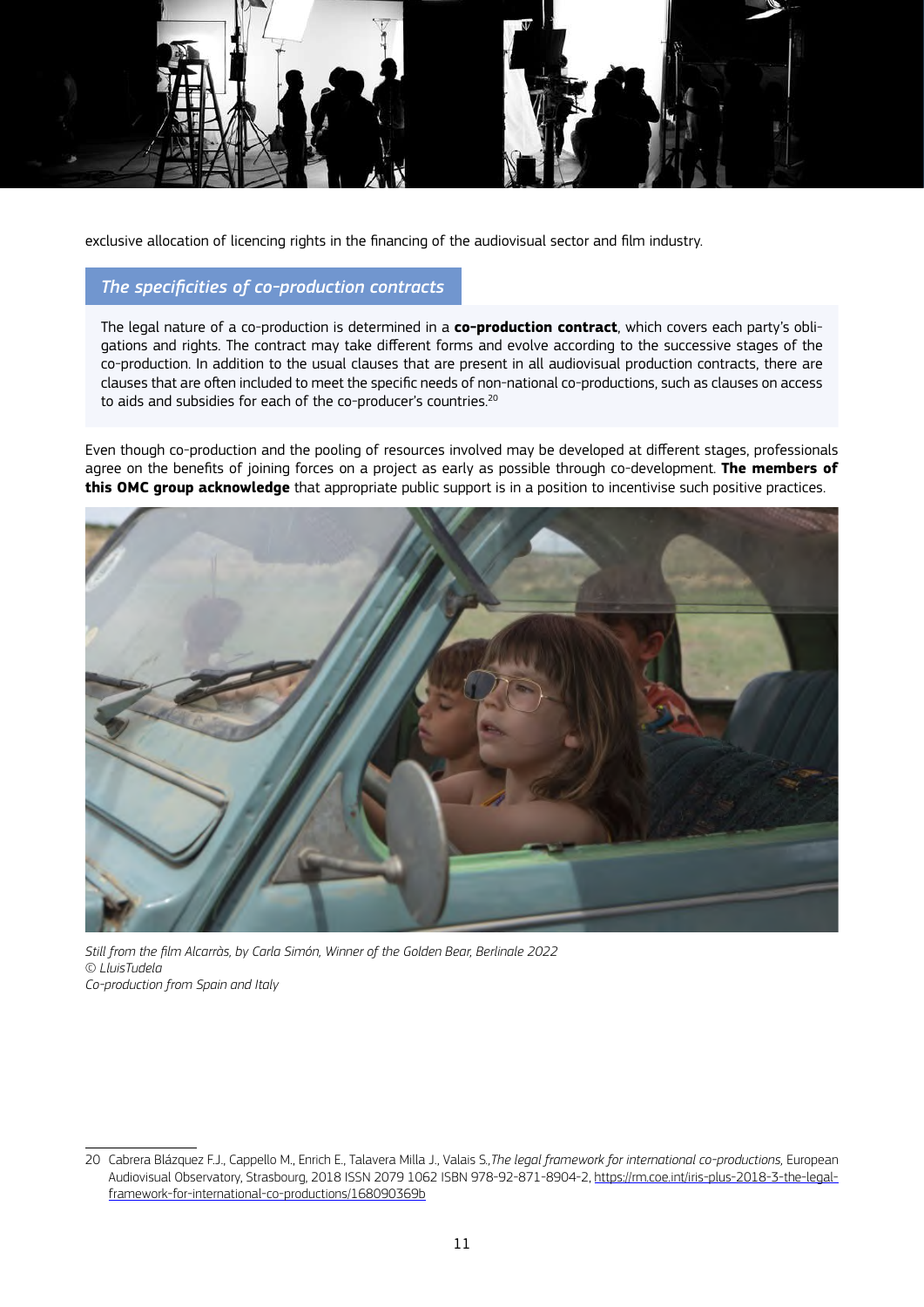exclusive allocation of licencing rights in the financing of the audiovisual sector and film industry.

### *The specificities of co-production contracts*

The legal nature of a co-production is determined in a **co-production contract**, which covers each party's obligations and rights. The contract may take different forms and evolve according to the successive stages of the co-production. In addition to the usual clauses that are present in all audiovisual production contracts, there are clauses that are often included to meet the specific needs of non-national co-productions, such as clauses on access to aids and subsidies for each of the co-producer's countries.[20]

Even though co-production and the pooling of resources involved may be developed at different stages, professionals agree on the benefits of joining forces on a project as early as possible through co-development. **The members of this OMC group acknowledge** that appropriate public support is in a position to incentivise such positive practices.

*Still from the film Alcarràs, by Carla Simón, Winner of the Golden Bear, Berlinale 2022*
*© LluisTudela*
*Co-production from Spain and Italy*

---

20 Cabrera Blázquez F.J., Cappello M., Enrich E., Talavera Milla J., Valais S., *The legal framework for international co-productions*, European Audiovisual Observatory, Strasbourg, 2018 ISSN 2079 1062 ISBN 978-92-871-8904-2, https://rm.coe.int/iris-plus-2018-3-the-legal-framework-for-international-co-productions/168090369b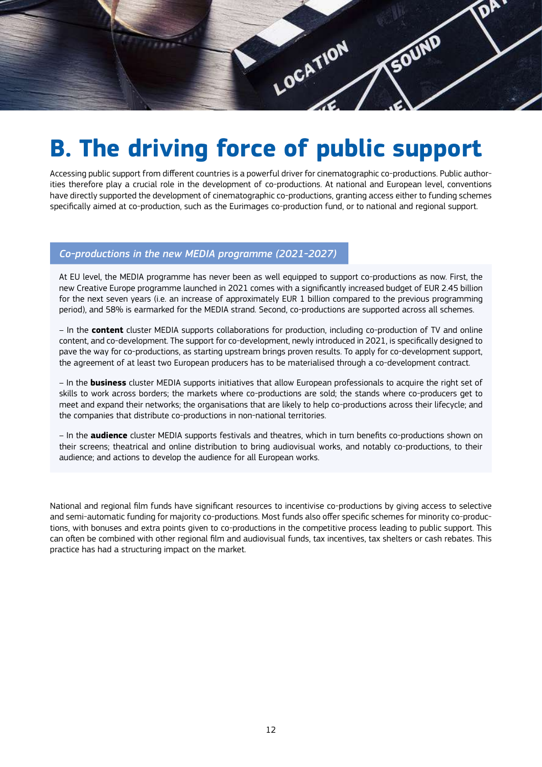# B. The driving force of public support

Accessing public support from different countries is a powerful driver for cinematographic co-productions. Public authorities therefore play a crucial role in the development of co-productions. At national and European level, conventions have directly supported the development of cinematographic co-productions, granting access either to funding schemes specifically aimed at co-production, such as the Eurimages co-production fund, or to national and regional support.

### *Co-productions in the new MEDIA programme (2021-2027)*

At EU level, the MEDIA programme has never been as well equipped to support co-productions as now. First, the new Creative Europe programme launched in 2021 comes with a significantly increased budget of EUR 2.45 billion for the next seven years (i.e. an increase of approximately EUR 1 billion compared to the previous programming period), and 58% is earmarked for the MEDIA strand. Second, co-productions are supported across all schemes.

– In the **content** cluster MEDIA supports collaborations for production, including co-production of TV and online content, and co-development. The support for co-development, newly introduced in 2021, is specifically designed to pave the way for co-productions, as starting upstream brings proven results. To apply for co-development support, the agreement of at least two European producers has to be materialised through a co-development contract.

– In the **business** cluster MEDIA supports initiatives that allow European professionals to acquire the right set of skills to work across borders; the markets where co-productions are sold; the stands where co-producers get to meet and expand their networks; the organisations that are likely to help co-productions across their lifecycle; and the companies that distribute co-productions in non-national territories.

– In the **audience** cluster MEDIA supports festivals and theatres, which in turn benefits co-productions shown on their screens; theatrical and online distribution to bring audiovisual works, and notably co-productions, to their audience; and actions to develop the audience for all European works.

National and regional film funds have significant resources to incentivise co-productions by giving access to selective and semi-automatic funding for majority co-productions. Most funds also offer specific schemes for minority co-productions, with bonuses and extra points given to co-productions in the competitive process leading to public support. This can often be combined with other regional film and audiovisual funds, tax incentives, tax shelters or cash rebates. This practice has had a structuring impact on the market.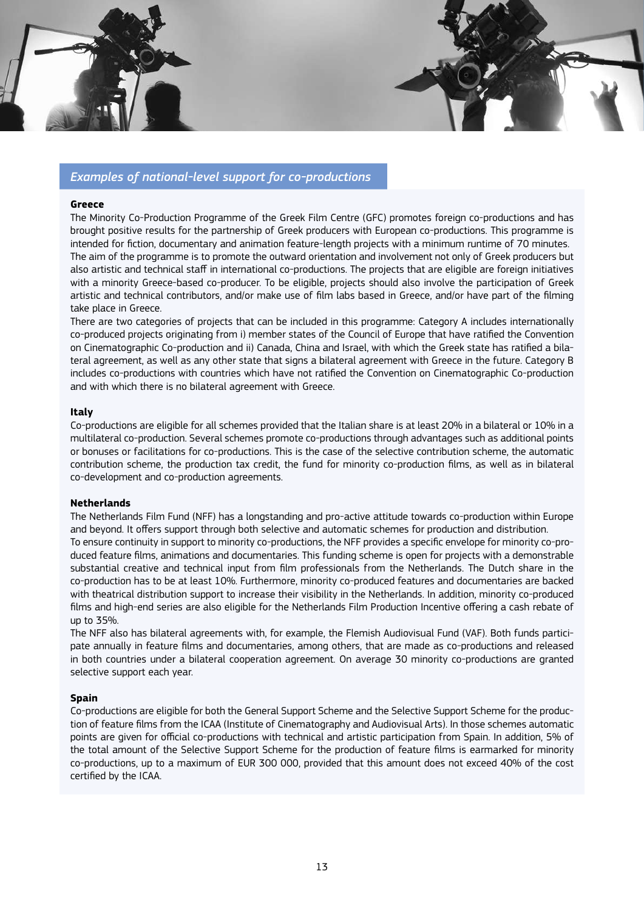*Examples of national-level support for co-productions*

**Greece**

The Minority Co-Production Programme of the Greek Film Centre (GFC) promotes foreign co-productions and has brought positive results for the partnership of Greek producers with European co-productions. This programme is intended for fiction, documentary and animation feature-length projects with a minimum runtime of 70 minutes.
The aim of the programme is to promote the outward orientation and involvement not only of Greek producers but also artistic and technical staff in international co-productions. The projects that are eligible are foreign initiatives with a minority Greece-based co-producer. To be eligible, projects should also involve the participation of Greek artistic and technical contributors, and/or make use of film labs based in Greece, and/or have part of the filming take place in Greece.
There are two categories of projects that can be included in this programme: Category A includes internationally co-produced projects originating from i) member states of the Council of Europe that have ratified the Convention on Cinematographic Co-production and ii) Canada, China and Israel, with which the Greek state has ratified a bilateral agreement, as well as any other state that signs a bilateral agreement with Greece in the future. Category B includes co-productions with countries which have not ratified the Convention on Cinematographic Co-production and with which there is no bilateral agreement with Greece.

**Italy**

Co-productions are eligible for all schemes provided that the Italian share is at least 20% in a bilateral or 10% in a multilateral co-production. Several schemes promote co-productions through advantages such as additional points or bonuses or facilitations for co-productions. This is the case of the selective contribution scheme, the automatic contribution scheme, the production tax credit, the fund for minority co-production films, as well as in bilateral co-development and co-production agreements.

**Netherlands**

The Netherlands Film Fund (NFF) has a longstanding and pro-active attitude towards co-production within Europe and beyond. It offers support through both selective and automatic schemes for production and distribution.
To ensure continuity in support to minority co-productions, the NFF provides a specific envelope for minority co-produced feature films, animations and documentaries. This funding scheme is open for projects with a demonstrable substantial creative and technical input from film professionals from the Netherlands. The Dutch share in the co-production has to be at least 10%. Furthermore, minority co-produced features and documentaries are backed with theatrical distribution support to increase their visibility in the Netherlands. In addition, minority co-produced films and high-end series are also eligible for the Netherlands Film Production Incentive offering a cash rebate of up to 35%.
The NFF also has bilateral agreements with, for example, the Flemish Audiovisual Fund (VAF). Both funds participate annually in feature films and documentaries, among others, that are made as co-productions and released in both countries under a bilateral cooperation agreement. On average 30 minority co-productions are granted selective support each year.

**Spain**

Co-productions are eligible for both the General Support Scheme and the Selective Support Scheme for the production of feature films from the ICAA (Institute of Cinematography and Audiovisual Arts). In those schemes automatic points are given for official co-productions with technical and artistic participation from Spain. In addition, 5% of the total amount of the Selective Support Scheme for the production of feature films is earmarked for minority co-productions, up to a maximum of EUR 300 000, provided that this amount does not exceed 40% of the cost certified by the ICAA.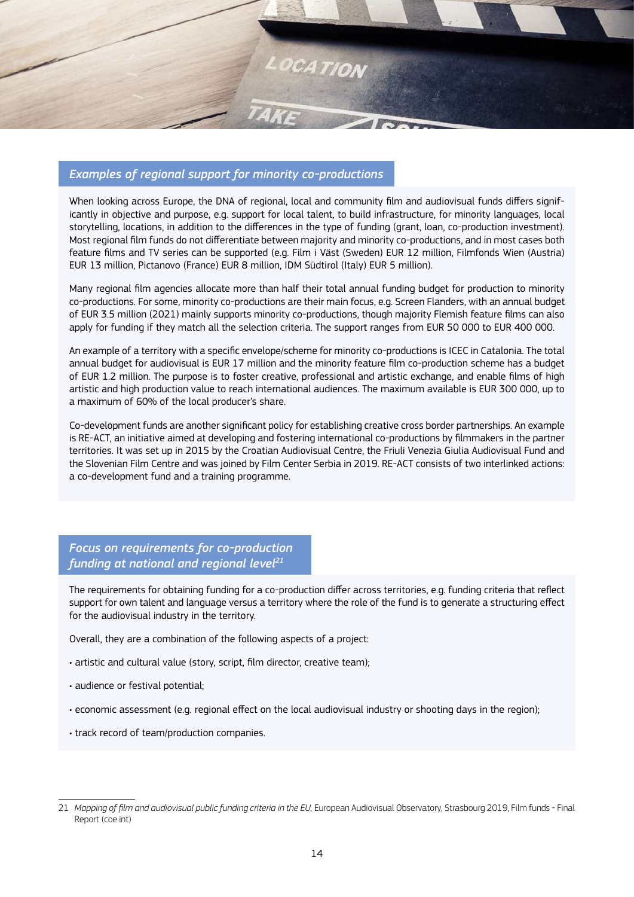## *Examples of regional support for minority co-productions*

When looking across Europe, the DNA of regional, local and community film and audiovisual funds differs significantly in objective and purpose, e.g. support for local talent, to build infrastructure, for minority languages, local storytelling, locations, in addition to the differences in the type of funding (grant, loan, co-production investment). Most regional film funds do not differentiate between majority and minority co-productions, and in most cases both feature films and TV series can be supported (e.g. Film i Väst (Sweden) EUR 12 million, Filmfonds Wien (Austria) EUR 13 million, Pictanovo (France) EUR 8 million, IDM Südtirol (Italy) EUR 5 million).

Many regional film agencies allocate more than half their total annual funding budget for production to minority co-productions. For some, minority co-productions are their main focus, e.g. Screen Flanders, with an annual budget of EUR 3.5 million (2021) mainly supports minority co-productions, though majority Flemish feature films can also apply for funding if they match all the selection criteria. The support ranges from EUR 50 000 to EUR 400 000.

An example of a territory with a specific envelope/scheme for minority co-productions is ICEC in Catalonia. The total annual budget for audiovisual is EUR 17 million and the minority feature film co-production scheme has a budget of EUR 1.2 million. The purpose is to foster creative, professional and artistic exchange, and enable films of high artistic and high production value to reach international audiences. The maximum available is EUR 300 000, up to a maximum of 60% of the local producer's share.

Co-development funds are another significant policy for establishing creative cross border partnerships. An example is RE-ACT, an initiative aimed at developing and fostering international co-productions by filmmakers in the partner territories. It was set up in 2015 by the Croatian Audiovisual Centre, the Friuli Venezia Giulia Audiovisual Fund and the Slovenian Film Centre and was joined by Film Center Serbia in 2019. RE-ACT consists of two interlinked actions: a co-development fund and a training programme.

## *Focus on requirements for co-production funding at national and regional level*[21]

The requirements for obtaining funding for a co-production differ across territories, e.g. funding criteria that reflect support for own talent and language versus a territory where the role of the fund is to generate a structuring effect for the audiovisual industry in the territory.

Overall, they are a combination of the following aspects of a project:

- artistic and cultural value (story, script, film director, creative team);
- audience or festival potential;
- economic assessment (e.g. regional effect on the local audiovisual industry or shooting days in the region);
- track record of team/production companies.

---

21 *Mapping of film and audiovisual public funding criteria in the EU*, European Audiovisual Observatory, Strasbourg 2019, Film funds - Final Report (coe.int)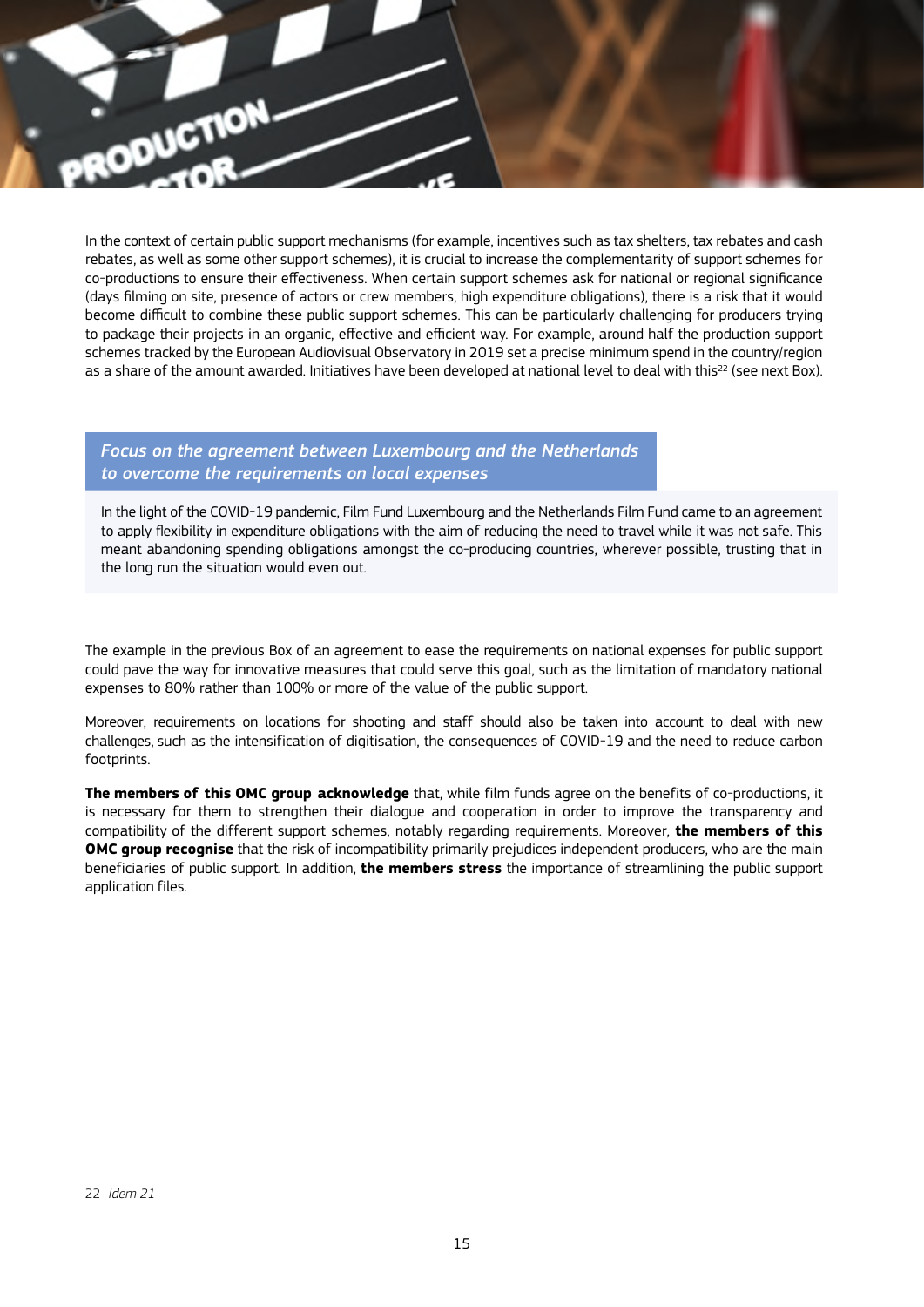In the context of certain public support mechanisms (for example, incentives such as tax shelters, tax rebates and cash rebates, as well as some other support schemes), it is crucial to increase the complementarity of support schemes for co-productions to ensure their effectiveness. When certain support schemes ask for national or regional significance (days filming on site, presence of actors or crew members, high expenditure obligations), there is a risk that it would become difficult to combine these public support schemes. This can be particularly challenging for producers trying to package their projects in an organic, effective and efficient way. For example, around half the production support schemes tracked by the European Audiovisual Observatory in 2019 set a precise minimum spend in the country/region as a share of the amount awarded. Initiatives have been developed at national level to deal with this[22] (see next Box).

### *Focus on the agreement between Luxembourg and the Netherlands to overcome the requirements on local expenses*

In the light of the COVID-19 pandemic, Film Fund Luxembourg and the Netherlands Film Fund came to an agreement to apply flexibility in expenditure obligations with the aim of reducing the need to travel while it was not safe. This meant abandoning spending obligations amongst the co-producing countries, wherever possible, trusting that in the long run the situation would even out.

The example in the previous Box of an agreement to ease the requirements on national expenses for public support could pave the way for innovative measures that could serve this goal, such as the limitation of mandatory national expenses to 80% rather than 100% or more of the value of the public support.

Moreover, requirements on locations for shooting and staff should also be taken into account to deal with new challenges, such as the intensification of digitisation, the consequences of COVID-19 and the need to reduce carbon footprints.

**The members of this OMC group acknowledge** that, while film funds agree on the benefits of co-productions, it is necessary for them to strengthen their dialogue and cooperation in order to improve the transparency and compatibility of the different support schemes, notably regarding requirements. Moreover, **the members of this OMC group recognise** that the risk of incompatibility primarily prejudices independent producers, who are the main beneficiaries of public support. In addition, **the members stress** the importance of streamlining the public support application files.

---

22 *Idem 21*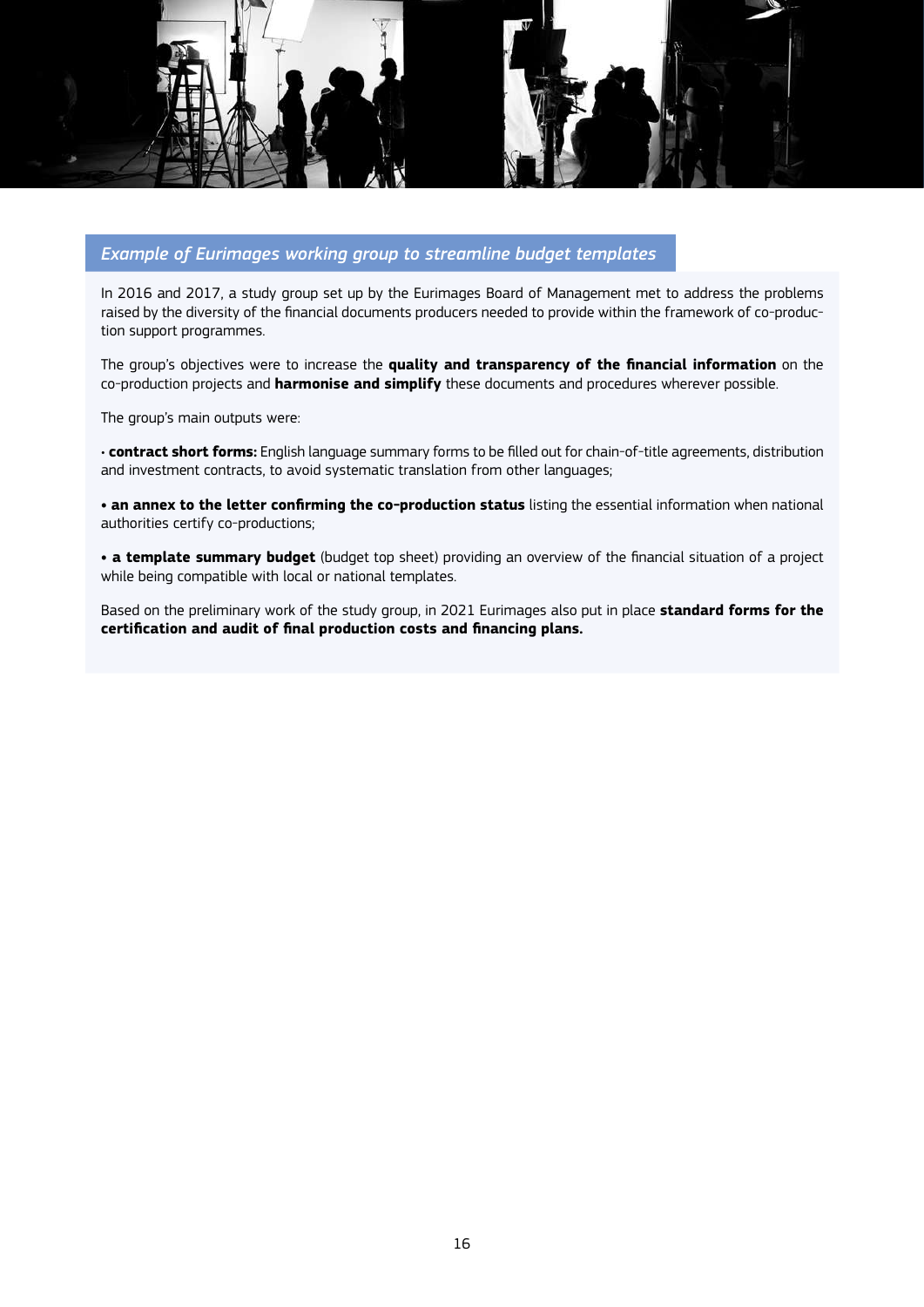*Example of Eurimages working group to streamline budget templates*

In 2016 and 2017, a study group set up by the Eurimages Board of Management met to address the problems raised by the diversity of the financial documents producers needed to provide within the framework of co-production support programmes.

The group's objectives were to increase the **quality and transparency of the financial information** on the co-production projects and **harmonise and simplify** these documents and procedures wherever possible.

The group's main outputs were:

- **contract short forms:** English language summary forms to be filled out for chain-of-title agreements, distribution and investment contracts, to avoid systematic translation from other languages;

- **an annex to the letter confirming the co-production status** listing the essential information when national authorities certify co-productions;

- **a template summary budget** (budget top sheet) providing an overview of the financial situation of a project while being compatible with local or national templates.

Based on the preliminary work of the study group, in 2021 Eurimages also put in place **standard forms for the certification and audit of final production costs and financing plans.**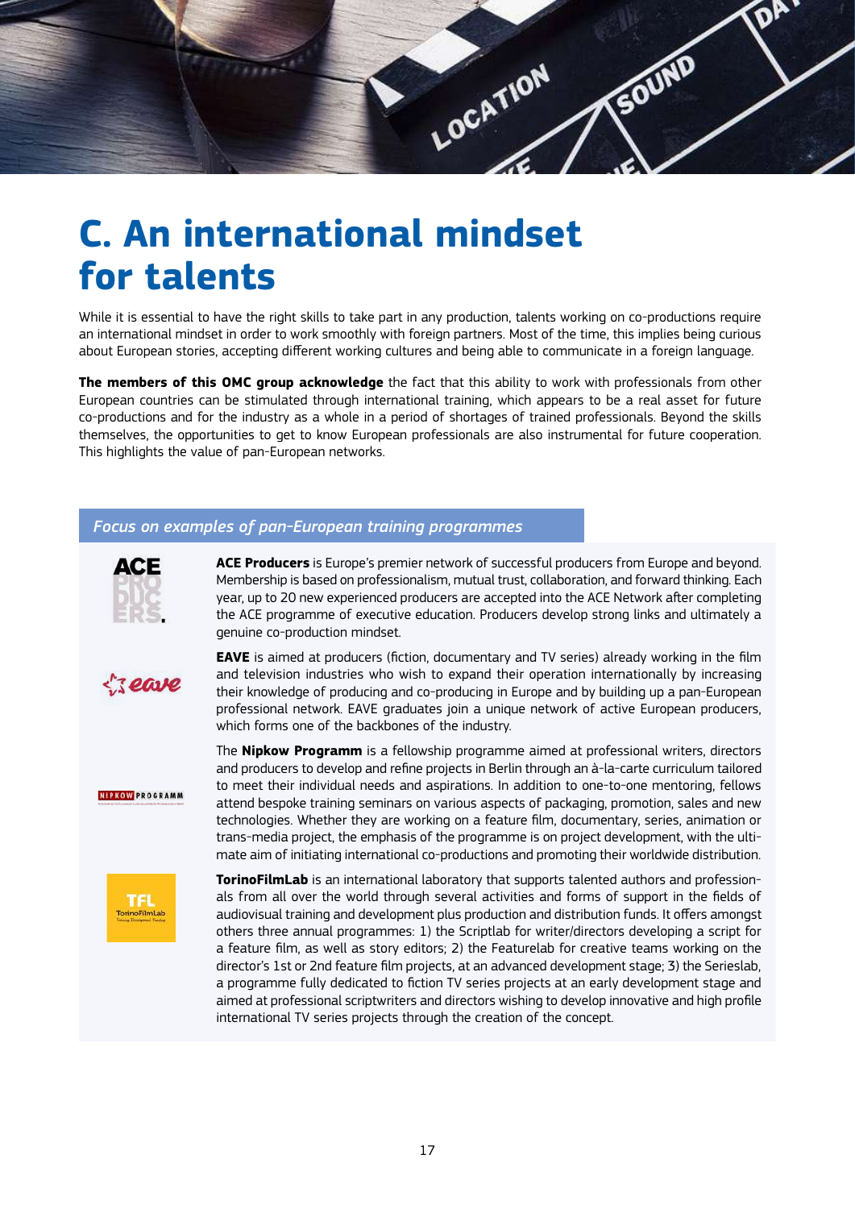# C. An international mindset for talents

While it is essential to have the right skills to take part in any production, talents working on co-productions require an international mindset in order to work smoothly with foreign partners. Most of the time, this implies being curious about European stories, accepting different working cultures and being able to communicate in a foreign language.

**The members of this OMC group acknowledge** the fact that this ability to work with professionals from other European countries can be stimulated through international training, which appears to be a real asset for future co-productions and for the industry as a whole in a period of shortages of trained professionals. Beyond the skills themselves, the opportunities to get to know European professionals are also instrumental for future cooperation. This highlights the value of pan-European networks.

*Focus on examples of pan-European training programmes*

**ACE Producers** is Europe's premier network of successful producers from Europe and beyond. Membership is based on professionalism, mutual trust, collaboration, and forward thinking. Each year, up to 20 new experienced producers are accepted into the ACE Network after completing the ACE programme of executive education. Producers develop strong links and ultimately a genuine co-production mindset.

**EAVE** is aimed at producers (fiction, documentary and TV series) already working in the film and television industries who wish to expand their operation internationally by increasing their knowledge of producing and co-producing in Europe and by building up a pan-European professional network. EAVE graduates join a unique network of active European producers, which forms one of the backbones of the industry.

The **Nipkow Programm** is a fellowship programme aimed at professional writers, directors and producers to develop and refine projects in Berlin through an à-la-carte curriculum tailored to meet their individual needs and aspirations. In addition to one-to-one mentoring, fellows attend bespoke training seminars on various aspects of packaging, promotion, sales and new technologies. Whether they are working on a feature film, documentary, series, animation or trans-media project, the emphasis of the programme is on project development, with the ultimate aim of initiating international co-productions and promoting their worldwide distribution.

**TorinoFilmLab** is an international laboratory that supports talented authors and professionals from all over the world through several activities and forms of support in the fields of audiovisual training and development plus production and distribution funds. It offers amongst others three annual programmes: 1) the Scriptlab for writer/directors developing a script for a feature film, as well as story editors; 2) the Featurelab for creative teams working on the director's 1st or 2nd feature film projects, at an advanced development stage; 3) the Serieslab, a programme fully dedicated to fiction TV series projects at an early development stage and aimed at professional scriptwriters and directors wishing to develop innovative and high profile international TV series projects through the creation of the concept.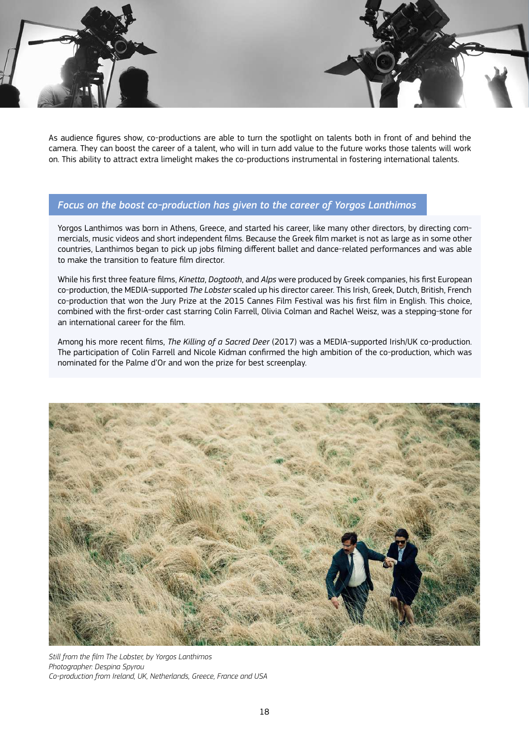As audience figures show, co-productions are able to turn the spotlight on talents both in front of and behind the camera. They can boost the career of a talent, who will in turn add value to the future works those talents will work on. This ability to attract extra limelight makes the co-productions instrumental in fostering international talents.

### *Focus on the boost co-production has given to the career of Yorgos Lanthimos*

Yorgos Lanthimos was born in Athens, Greece, and started his career, like many other directors, by directing commercials, music videos and short independent films. Because the Greek film market is not as large as in some other countries, Lanthimos began to pick up jobs filming different ballet and dance-related performances and was able to make the transition to feature film director.

While his first three feature films, *Kinetta*, *Dogtooth*, and *Alps* were produced by Greek companies, his first European co-production, the MEDIA-supported *The Lobster* scaled up his director career. This Irish, Greek, Dutch, British, French co-production that won the Jury Prize at the 2015 Cannes Film Festival was his first film in English. This choice, combined with the first-order cast starring Colin Farrell, Olivia Colman and Rachel Weisz, was a stepping-stone for an international career for the film.

Among his more recent films, *The Killing of a Sacred Deer* (2017) was a MEDIA-supported Irish/UK co-production. The participation of Colin Farrell and Nicole Kidman confirmed the high ambition of the co-production, which was nominated for the Palme d'Or and won the prize for best screenplay.

*Still from the film The Lobster, by Yorgos Lanthimos*
*Photographer: Despina Spyrou*
*Co-production from Ireland, UK, Netherlands, Greece, France and USA*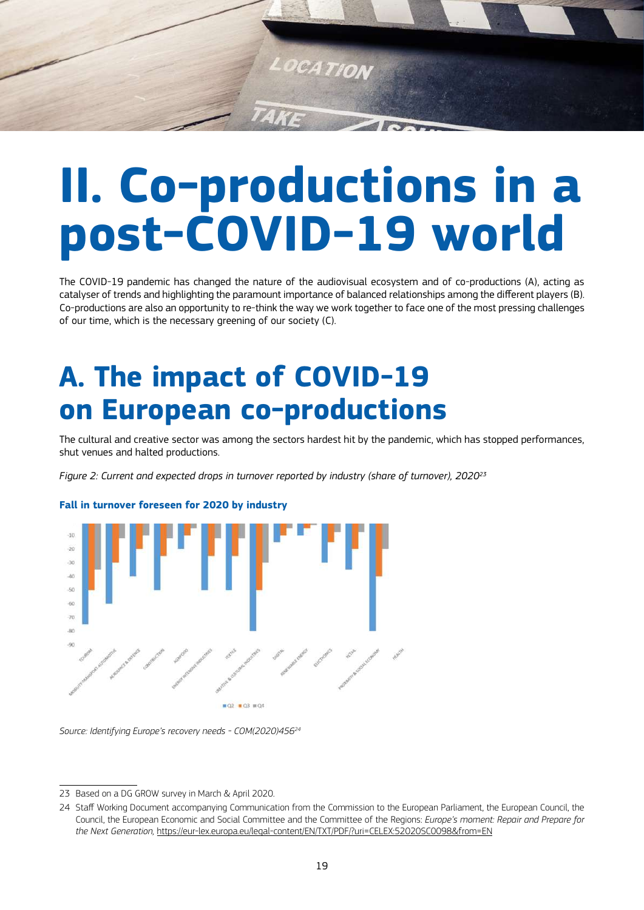// 
# II. Co-productions in a post-COVID-19 world

The COVID-19 pandemic has changed the nature of the audiovisual ecosystem and of co-productions (A), acting as catalyser of trends and highlighting the paramount importance of balanced relationships among the different players (B). Co-productions are also an opportunity to re-think the way we work together to face one of the most pressing challenges of our time, which is the necessary greening of our society (C).

## A. The impact of COVID-19 on European co-productions

The cultural and creative sector was among the sectors hardest hit by the pandemic, which has stopped performances, shut venues and halted productions.

*Figure 2: Current and expected drops in turnover reported by industry (share of turnover), 2020*[23]

**Fall in turnover foreseen for 2020 by industry**

*Source: Identifying Europe's recovery needs - COM(2020)456*[24]

---

23 Based on a DG GROW survey in March & April 2020.

24 Staff Working Document accompanying Communication from the Commission to the European Parliament, the European Council, the Council, the European Economic and Social Committee and the Committee of the Regions: *Europe's moment: Repair and Prepare for the Next Generation*, https://eur-lex.europa.eu/legal-content/EN/TXT/PDF/?uri=CELEX:52020SC0098&from=EN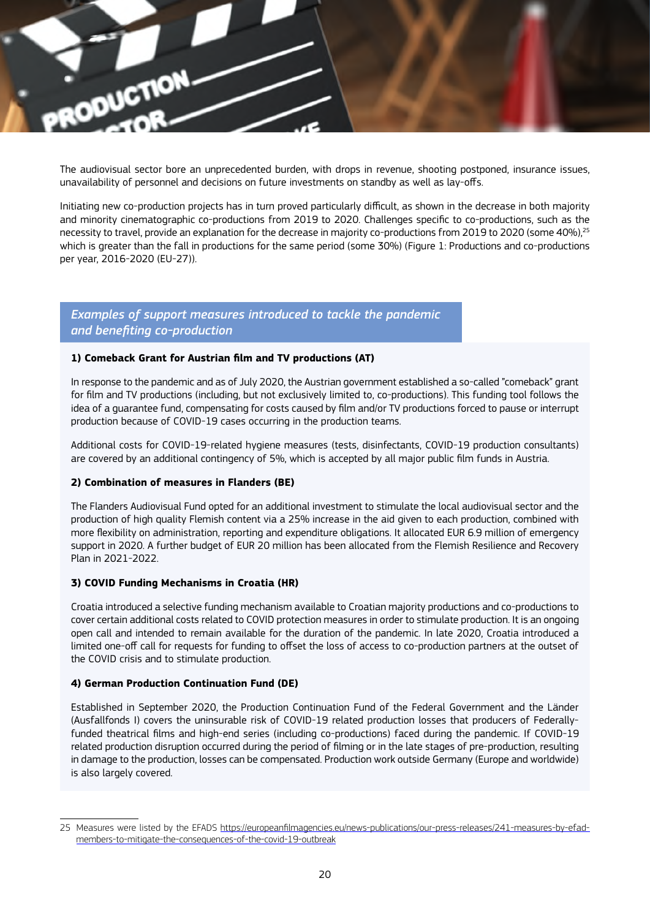The audiovisual sector bore an unprecedented burden, with drops in revenue, shooting postponed, insurance issues, unavailability of personnel and decisions on future investments on standby as well as lay-offs.

Initiating new co-production projects has in turn proved particularly difficult, as shown in the decrease in both majority and minority cinematographic co-productions from 2019 to 2020. Challenges specific to co-productions, such as the necessity to travel, provide an explanation for the decrease in majority co-productions from 2019 to 2020 (some 40%),[25] which is greater than the fall in productions for the same period (some 30%) (Figure 1: Productions and co-productions per year, 2016-2020 (EU-27)).

## *Examples of support measures introduced to tackle the pandemic and benefiting co-production*

**1) Comeback Grant for Austrian film and TV productions (AT)**

In response to the pandemic and as of July 2020, the Austrian government established a so-called "comeback" grant for film and TV productions (including, but not exclusively limited to, co-productions). This funding tool follows the idea of a guarantee fund, compensating for costs caused by film and/or TV productions forced to pause or interrupt production because of COVID-19 cases occurring in the production teams.

Additional costs for COVID-19-related hygiene measures (tests, disinfectants, COVID-19 production consultants) are covered by an additional contingency of 5%, which is accepted by all major public film funds in Austria.

**2) Combination of measures in Flanders (BE)**

The Flanders Audiovisual Fund opted for an additional investment to stimulate the local audiovisual sector and the production of high quality Flemish content via a 25% increase in the aid given to each production, combined with more flexibility on administration, reporting and expenditure obligations. It allocated EUR 6.9 million of emergency support in 2020. A further budget of EUR 20 million has been allocated from the Flemish Resilience and Recovery Plan in 2021-2022.

**3) COVID Funding Mechanisms in Croatia (HR)**

Croatia introduced a selective funding mechanism available to Croatian majority productions and co-productions to cover certain additional costs related to COVID protection measures in order to stimulate production. It is an ongoing open call and intended to remain available for the duration of the pandemic. In late 2020, Croatia introduced a limited one-off call for requests for funding to offset the loss of access to co-production partners at the outset of the COVID crisis and to stimulate production.

**4) German Production Continuation Fund (DE)**

Established in September 2020, the Production Continuation Fund of the Federal Government and the Länder (Ausfallfonds I) covers the uninsurable risk of COVID-19 related production losses that producers of Federally-funded theatrical films and high-end series (including co-productions) faced during the pandemic. If COVID-19 related production disruption occurred during the period of filming or in the late stages of pre-production, resulting in damage to the production, losses can be compensated. Production work outside Germany (Europe and worldwide) is also largely covered.

---

25 Measures were listed by the EFADS https://europeanfilmagencies.eu/news-publications/our-press-releases/241-measures-by-efad-members-to-mitigate-the-consequences-of-the-covid-19-outbreak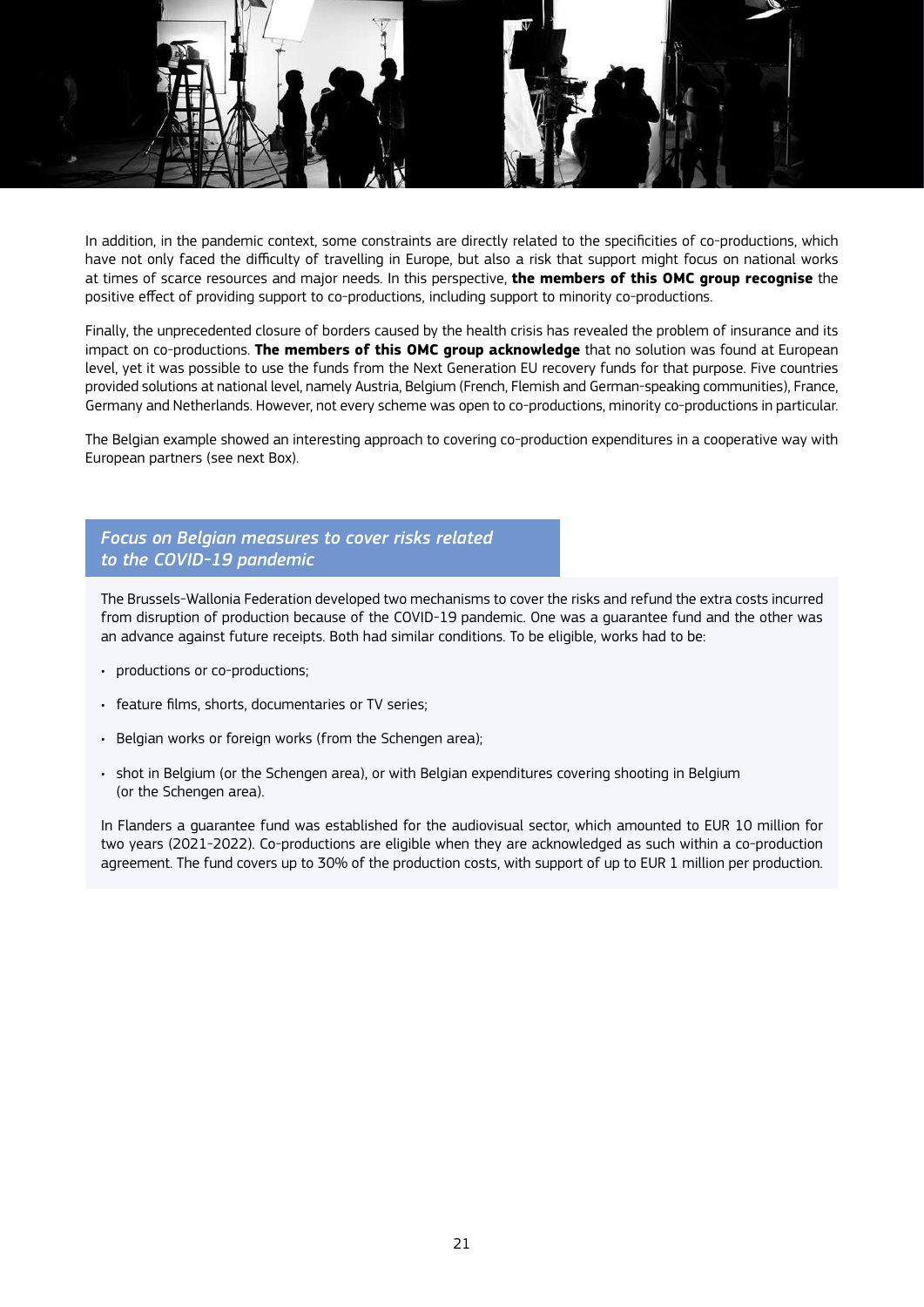In addition, in the pandemic context, some constraints are directly related to the specificities of co-productions, which have not only faced the difficulty of travelling in Europe, but also a risk that support might focus on national works at times of scarce resources and major needs. In this perspective, **the members of this OMC group recognise** the positive effect of providing support to co-productions, including support to minority co-productions.

Finally, the unprecedented closure of borders caused by the health crisis has revealed the problem of insurance and its impact on co-productions. **The members of this OMC group acknowledge** that no solution was found at European level, yet it was possible to use the funds from the Next Generation EU recovery funds for that purpose. Five countries provided solutions at national level, namely Austria, Belgium (French, Flemish and German-speaking communities), France, Germany and Netherlands. However, not every scheme was open to co-productions, minority co-productions in particular.

The Belgian example showed an interesting approach to covering co-production expenditures in a cooperative way with European partners (see next Box).

### *Focus on Belgian measures to cover risks related to the COVID-19 pandemic*

The Brussels-Wallonia Federation developed two mechanisms to cover the risks and refund the extra costs incurred from disruption of production because of the COVID-19 pandemic. One was a guarantee fund and the other was an advance against future receipts. Both had similar conditions. To be eligible, works had to be:

- productions or co-productions;
- feature films, shorts, documentaries or TV series;
- Belgian works or foreign works (from the Schengen area);
- shot in Belgium (or the Schengen area), or with Belgian expenditures covering shooting in Belgium (or the Schengen area).

In Flanders a guarantee fund was established for the audiovisual sector, which amounted to EUR 10 million for two years (2021-2022). Co-productions are eligible when they are acknowledged as such within a co-production agreement. The fund covers up to 30% of the production costs, with support of up to EUR 1 million per production.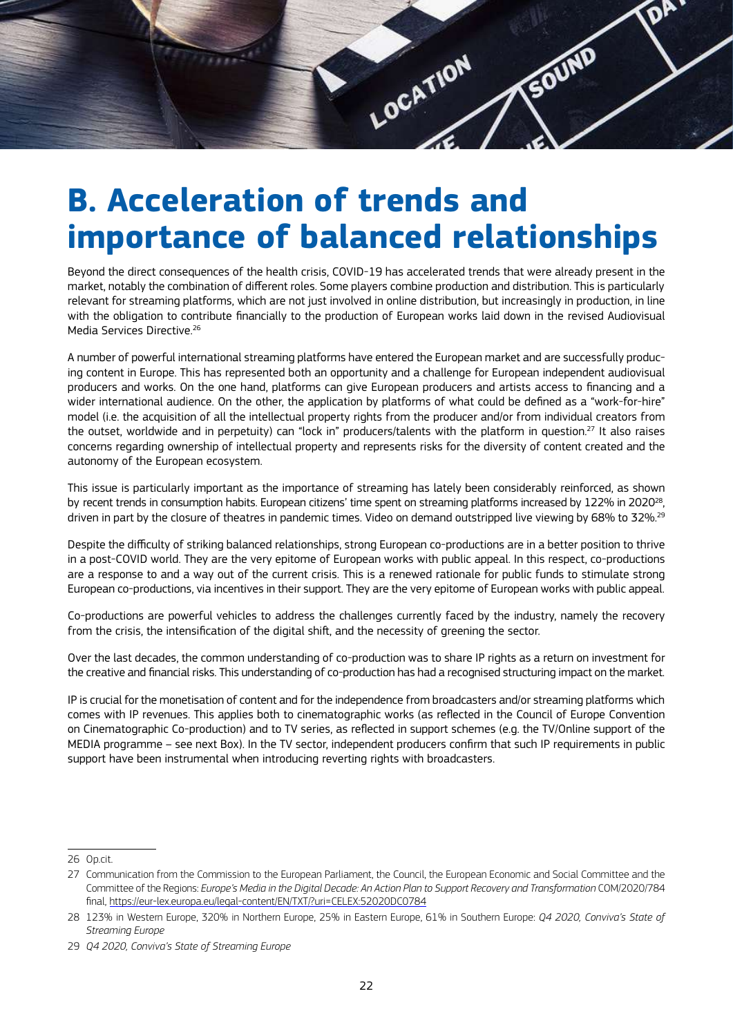# B. Acceleration of trends and importance of balanced relationships

Beyond the direct consequences of the health crisis, COVID-19 has accelerated trends that were already present in the market, notably the combination of different roles. Some players combine production and distribution. This is particularly relevant for streaming platforms, which are not just involved in online distribution, but increasingly in production, in line with the obligation to contribute financially to the production of European works laid down in the revised Audiovisual Media Services Directive.[26]

A number of powerful international streaming platforms have entered the European market and are successfully producing content in Europe. This has represented both an opportunity and a challenge for European independent audiovisual producers and works. On the one hand, platforms can give European producers and artists access to financing and a wider international audience. On the other, the application by platforms of what could be defined as a "work-for-hire" model (i.e. the acquisition of all the intellectual property rights from the producer and/or from individual creators from the outset, worldwide and in perpetuity) can "lock in" producers/talents with the platform in question.[27] It also raises concerns regarding ownership of intellectual property and represents risks for the diversity of content created and the autonomy of the European ecosystem.

This issue is particularly important as the importance of streaming has lately been considerably reinforced, as shown by recent trends in consumption habits. European citizens' time spent on streaming platforms increased by 122% in 2020[28], driven in part by the closure of theatres in pandemic times. Video on demand outstripped live viewing by 68% to 32%.[29]

Despite the difficulty of striking balanced relationships, strong European co-productions are in a better position to thrive in a post-COVID world. They are the very epitome of European works with public appeal. In this respect, co-productions are a response to and a way out of the current crisis. This is a renewed rationale for public funds to stimulate strong European co-productions, via incentives in their support. They are the very epitome of European works with public appeal.

Co-productions are powerful vehicles to address the challenges currently faced by the industry, namely the recovery from the crisis, the intensification of the digital shift, and the necessity of greening the sector.

Over the last decades, the common understanding of co-production was to share IP rights as a return on investment for the creative and financial risks. This understanding of co-production has had a recognised structuring impact on the market.

IP is crucial for the monetisation of content and for the independence from broadcasters and/or streaming platforms which comes with IP revenues. This applies both to cinematographic works (as reflected in the Council of Europe Convention on Cinematographic Co-production) and to TV series, as reflected in support schemes (e.g. the TV/Online support of the MEDIA programme – see next Box). In the TV sector, independent producers confirm that such IP requirements in public support have been instrumental when introducing reverting rights with broadcasters.

---

26 Op.cit.

27 Communication from the Commission to the European Parliament, the Council, the European Economic and Social Committee and the Committee of the Regions: *Europe's Media in the Digital Decade: An Action Plan to Support Recovery and Transformation* COM/2020/784 final, https://eur-lex.europa.eu/legal-content/EN/TXT/?uri=CELEX:52020DC0784

28 123% in Western Europe, 320% in Northern Europe, 25% in Eastern Europe, 61% in Southern Europe: *Q4 2020, Conviva's State of Streaming Europe*

29 *Q4 2020, Conviva's State of Streaming Europe*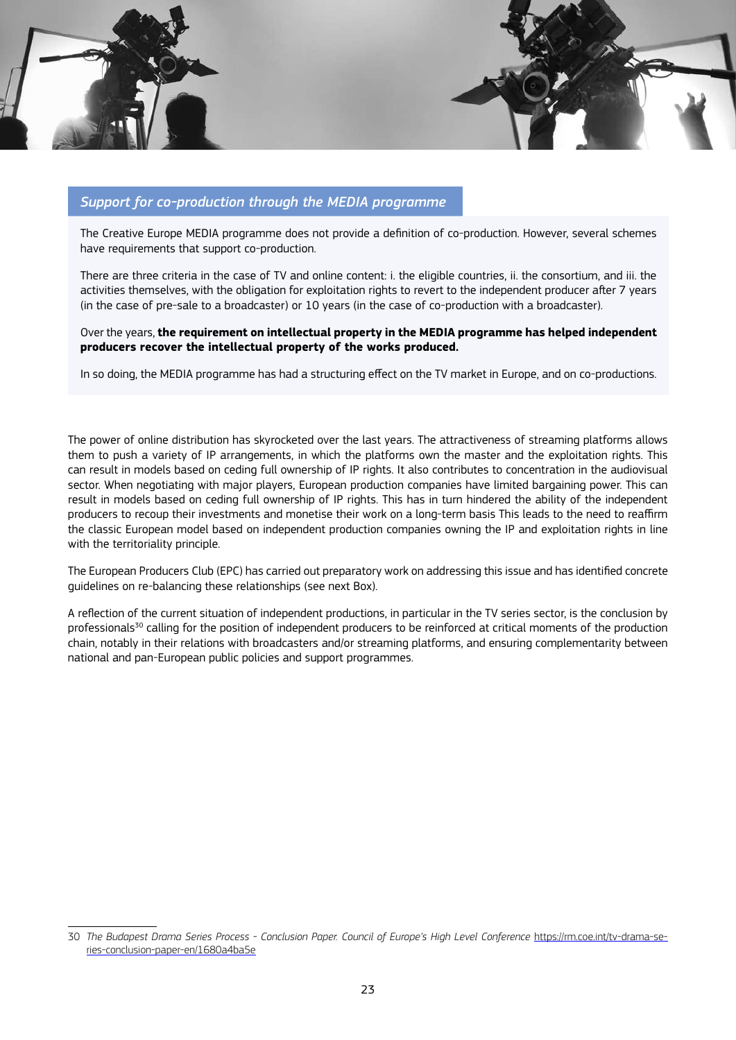## *Support for co-production through the MEDIA programme*

The Creative Europe MEDIA programme does not provide a definition of co-production. However, several schemes have requirements that support co-production.

There are three criteria in the case of TV and online content: i. the eligible countries, ii. the consortium, and iii. the activities themselves, with the obligation for exploitation rights to revert to the independent producer after 7 years (in the case of pre-sale to a broadcaster) or 10 years (in the case of co-production with a broadcaster).

Over the years, **the requirement on intellectual property in the MEDIA programme has helped independent producers recover the intellectual property of the works produced.**

In so doing, the MEDIA programme has had a structuring effect on the TV market in Europe, and on co-productions.

The power of online distribution has skyrocketed over the last years. The attractiveness of streaming platforms allows them to push a variety of IP arrangements, in which the platforms own the master and the exploitation rights. This can result in models based on ceding full ownership of IP rights. It also contributes to concentration in the audiovisual sector. When negotiating with major players, European production companies have limited bargaining power. This can result in models based on ceding full ownership of IP rights. This has in turn hindered the ability of the independent producers to recoup their investments and monetise their work on a long-term basis This leads to the need to reaffirm the classic European model based on independent production companies owning the IP and exploitation rights in line with the territoriality principle.

The European Producers Club (EPC) has carried out preparatory work on addressing this issue and has identified concrete guidelines on re-balancing these relationships (see next Box).

A reflection of the current situation of independent productions, in particular in the TV series sector, is the conclusion by professionals[30] calling for the position of independent producers to be reinforced at critical moments of the production chain, notably in their relations with broadcasters and/or streaming platforms, and ensuring complementarity between national and pan-European public policies and support programmes.

---

30 *The Budapest Drama Series Process - Conclusion Paper. Council of Europe's High Level Conference* https://rm.coe.int/tv-drama-series-conclusion-paper-en/1680a4ba5e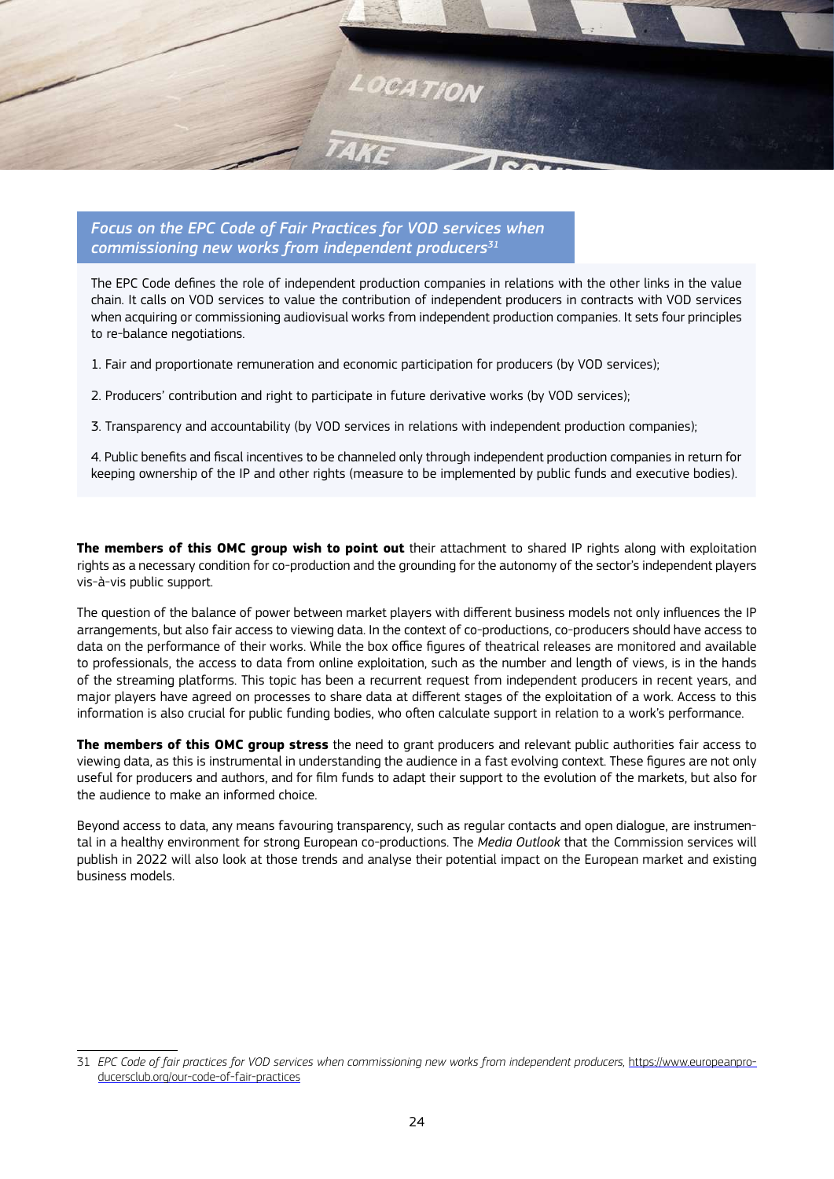## *Focus on the EPC Code of Fair Practices for VOD services when commissioning new works from independent producers*[31]

The EPC Code defines the role of independent production companies in relations with the other links in the value chain. It calls on VOD services to value the contribution of independent producers in contracts with VOD services when acquiring or commissioning audiovisual works from independent production companies. It sets four principles to re-balance negotiations.

1. Fair and proportionate remuneration and economic participation for producers (by VOD services);

2. Producers' contribution and right to participate in future derivative works (by VOD services);

3. Transparency and accountability (by VOD services in relations with independent production companies);

4. Public benefits and fiscal incentives to be channeled only through independent production companies in return for keeping ownership of the IP and other rights (measure to be implemented by public funds and executive bodies).

**The members of this OMC group wish to point out** their attachment to shared IP rights along with exploitation rights as a necessary condition for co-production and the grounding for the autonomy of the sector's independent players vis-à-vis public support.

The question of the balance of power between market players with different business models not only influences the IP arrangements, but also fair access to viewing data. In the context of co-productions, co-producers should have access to data on the performance of their works. While the box office figures of theatrical releases are monitored and available to professionals, the access to data from online exploitation, such as the number and length of views, is in the hands of the streaming platforms. This topic has been a recurrent request from independent producers in recent years, and major players have agreed on processes to share data at different stages of the exploitation of a work. Access to this information is also crucial for public funding bodies, who often calculate support in relation to a work's performance.

**The members of this OMC group stress** the need to grant producers and relevant public authorities fair access to viewing data, as this is instrumental in understanding the audience in a fast evolving context. These figures are not only useful for producers and authors, and for film funds to adapt their support to the evolution of the markets, but also for the audience to make an informed choice.

Beyond access to data, any means favouring transparency, such as regular contacts and open dialogue, are instrumental in a healthy environment for strong European co-productions. The *Media Outlook* that the Commission services will publish in 2022 will also look at those trends and analyse their potential impact on the European market and existing business models.

---

31 *EPC Code of fair practices for VOD services when commissioning new works from independent producers*, https://www.europeanproducersclub.org/our-code-of-fair-practices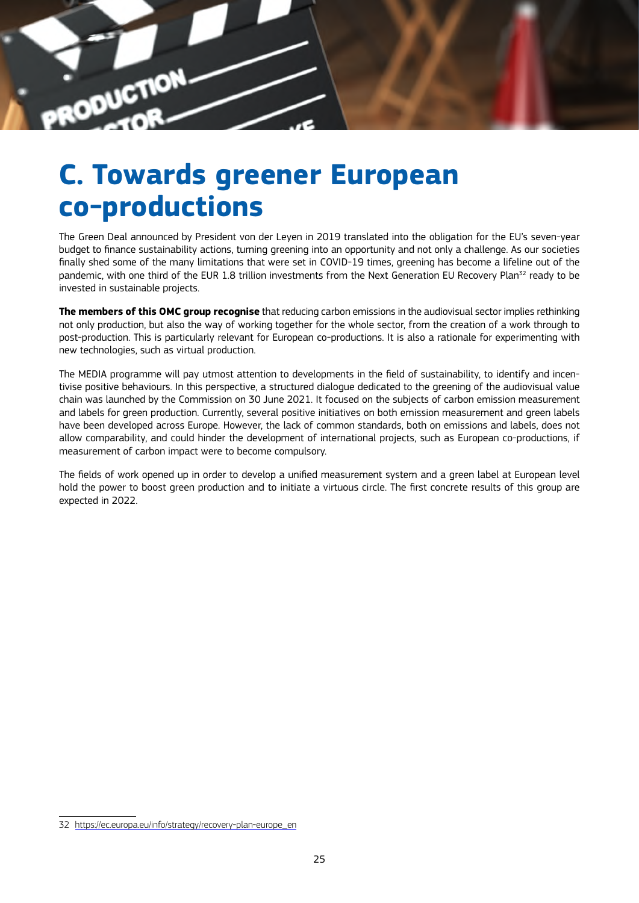# C. Towards greener European co-productions

The Green Deal announced by President von der Leyen in 2019 translated into the obligation for the EU's seven-year budget to finance sustainability actions, turning greening into an opportunity and not only a challenge. As our societies finally shed some of the many limitations that were set in COVID-19 times, greening has become a lifeline out of the pandemic, with one third of the EUR 1.8 trillion investments from the Next Generation EU Recovery Plan[32] ready to be invested in sustainable projects.

**The members of this OMC group recognise** that reducing carbon emissions in the audiovisual sector implies rethinking not only production, but also the way of working together for the whole sector, from the creation of a work through to post-production. This is particularly relevant for European co-productions. It is also a rationale for experimenting with new technologies, such as virtual production.

The MEDIA programme will pay utmost attention to developments in the field of sustainability, to identify and incentivise positive behaviours. In this perspective, a structured dialogue dedicated to the greening of the audiovisual value chain was launched by the Commission on 30 June 2021. It focused on the subjects of carbon emission measurement and labels for green production. Currently, several positive initiatives on both emission measurement and green labels have been developed across Europe. However, the lack of common standards, both on emissions and labels, does not allow comparability, and could hinder the development of international projects, such as European co-productions, if measurement of carbon impact were to become compulsory.

The fields of work opened up in order to develop a unified measurement system and a green label at European level hold the power to boost green production and to initiate a virtuous circle. The first concrete results of this group are expected in 2022.

---

32 https://ec.europa.eu/info/strategy/recovery-plan-europe_en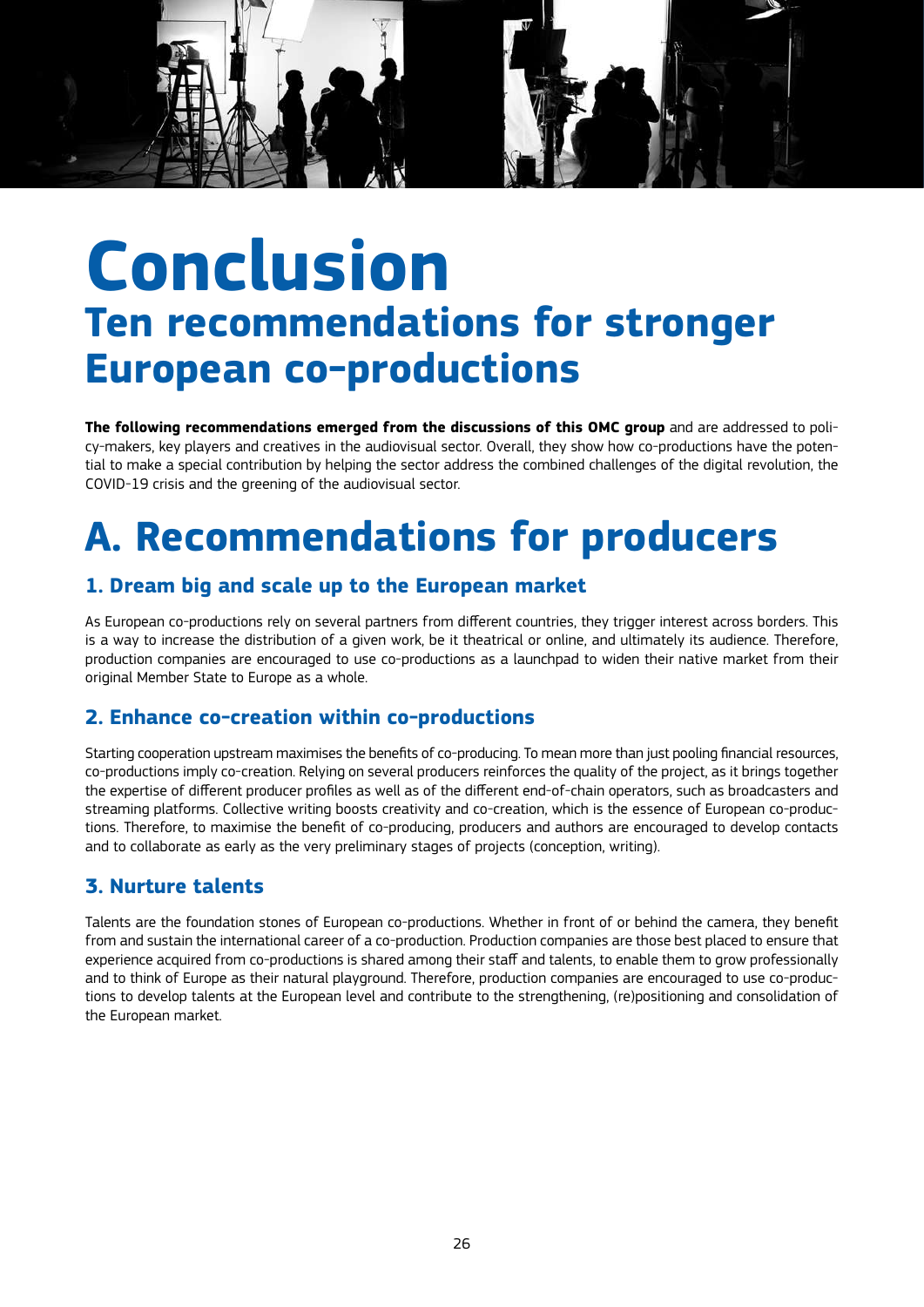# Conclusion

## Ten recommendations for stronger European co-productions

**The following recommendations emerged from the discussions of this OMC group** and are addressed to policy-makers, key players and creatives in the audiovisual sector. Overall, they show how co-productions have the potential to make a special contribution by helping the sector address the combined challenges of the digital revolution, the COVID-19 crisis and the greening of the audiovisual sector.

# A. Recommendations for producers

### 1. Dream big and scale up to the European market

As European co-productions rely on several partners from different countries, they trigger interest across borders. This is a way to increase the distribution of a given work, be it theatrical or online, and ultimately its audience. Therefore, production companies are encouraged to use co-productions as a launchpad to widen their native market from their original Member State to Europe as a whole.

### 2. Enhance co-creation within co-productions

Starting cooperation upstream maximises the benefits of co-producing. To mean more than just pooling financial resources, co-productions imply co-creation. Relying on several producers reinforces the quality of the project, as it brings together the expertise of different producer profiles as well as of the different end-of-chain operators, such as broadcasters and streaming platforms. Collective writing boosts creativity and co-creation, which is the essence of European co-productions. Therefore, to maximise the benefit of co-producing, producers and authors are encouraged to develop contacts and to collaborate as early as the very preliminary stages of projects (conception, writing).

### 3. Nurture talents

Talents are the foundation stones of European co-productions. Whether in front of or behind the camera, they benefit from and sustain the international career of a co-production. Production companies are those best placed to ensure that experience acquired from co-productions is shared among their staff and talents, to enable them to grow professionally and to think of Europe as their natural playground. Therefore, production companies are encouraged to use co-productions to develop talents at the European level and contribute to the strengthening, (re)positioning and consolidation of the European market.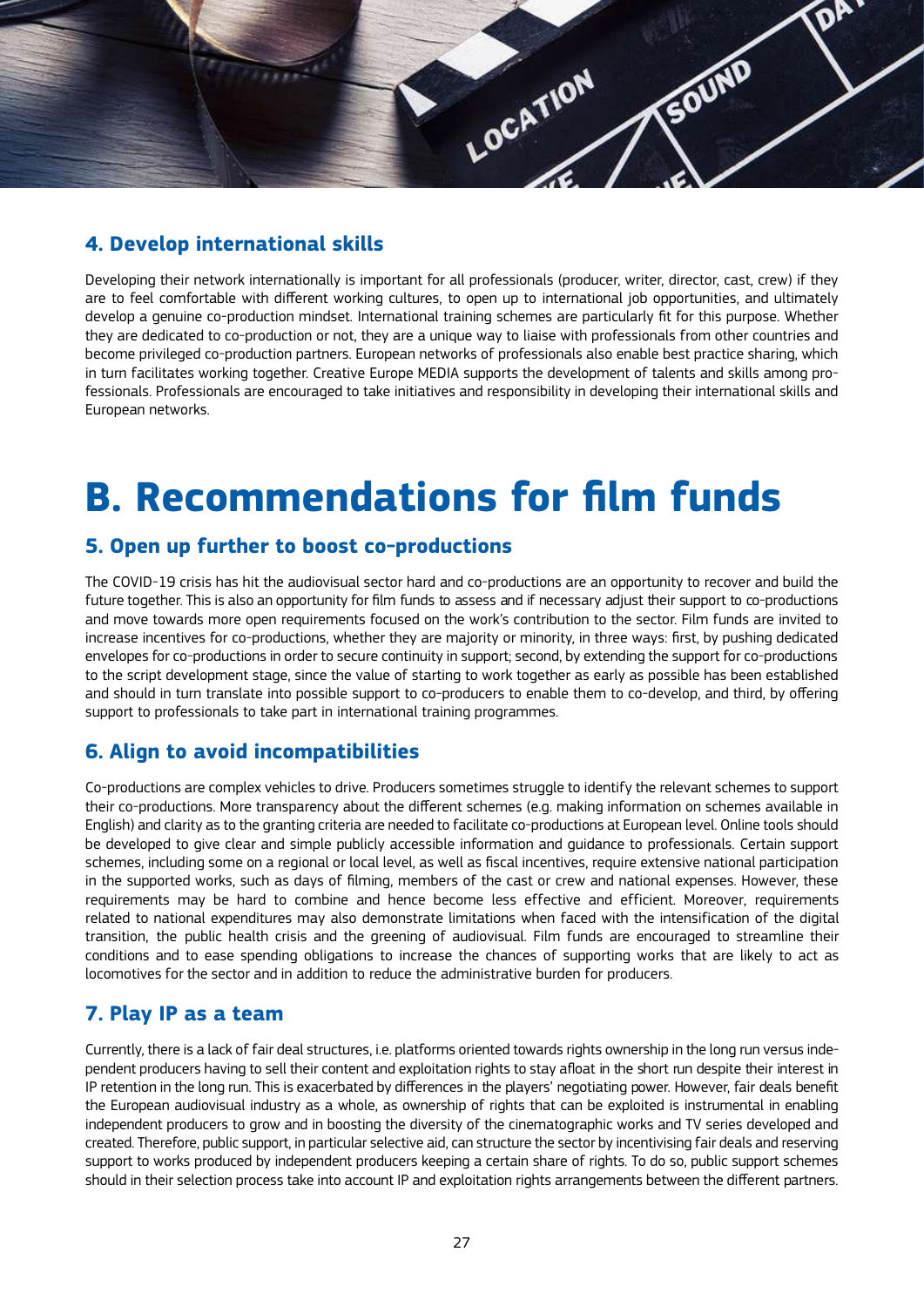### 4. Develop international skills

Developing their network internationally is important for all professionals (producer, writer, director, cast, crew) if they are to feel comfortable with different working cultures, to open up to international job opportunities, and ultimately develop a genuine co-production mindset. International training schemes are particularly fit for this purpose. Whether they are dedicated to co-production or not, they are a unique way to liaise with professionals from other countries and become privileged co-production partners. European networks of professionals also enable best practice sharing, which in turn facilitates working together. Creative Europe MEDIA supports the development of talents and skills among professionals. Professionals are encouraged to take initiatives and responsibility in developing their international skills and European networks.

## B. Recommendations for film funds

### 5. Open up further to boost co-productions

The COVID-19 crisis has hit the audiovisual sector hard and co-productions are an opportunity to recover and build the future together. This is also an opportunity for film funds to assess and if necessary adjust their support to co-productions and move towards more open requirements focused on the work's contribution to the sector. Film funds are invited to increase incentives for co-productions, whether they are majority or minority, in three ways: first, by pushing dedicated envelopes for co-productions in order to secure continuity in support; second, by extending the support for co-productions to the script development stage, since the value of starting to work together as early as possible has been established and should in turn translate into possible support to co-producers to enable them to co-develop, and third, by offering support to professionals to take part in international training programmes.

### 6. Align to avoid incompatibilities

Co-productions are complex vehicles to drive. Producers sometimes struggle to identify the relevant schemes to support their co-productions. More transparency about the different schemes (e.g. making information on schemes available in English) and clarity as to the granting criteria are needed to facilitate co-productions at European level. Online tools should be developed to give clear and simple publicly accessible information and guidance to professionals. Certain support schemes, including some on a regional or local level, as well as fiscal incentives, require extensive national participation in the supported works, such as days of filming, members of the cast or crew and national expenses. However, these requirements may be hard to combine and hence become less effective and efficient. Moreover, requirements related to national expenditures may also demonstrate limitations when faced with the intensification of the digital transition, the public health crisis and the greening of audiovisual. Film funds are encouraged to streamline their conditions and to ease spending obligations to increase the chances of supporting works that are likely to act as locomotives for the sector and in addition to reduce the administrative burden for producers.

### 7. Play IP as a team

Currently, there is a lack of fair deal structures, i.e. platforms oriented towards rights ownership in the long run versus independent producers having to sell their content and exploitation rights to stay afloat in the short run despite their interest in IP retention in the long run. This is exacerbated by differences in the players' negotiating power. However, fair deals benefit the European audiovisual industry as a whole, as ownership of rights that can be exploited is instrumental in enabling independent producers to grow and in boosting the diversity of the cinematographic works and TV series developed and created. Therefore, public support, in particular selective aid, can structure the sector by incentivising fair deals and reserving support to works produced by independent producers keeping a certain share of rights. To do so, public support schemes should in their selection process take into account IP and exploitation rights arrangements between the different partners.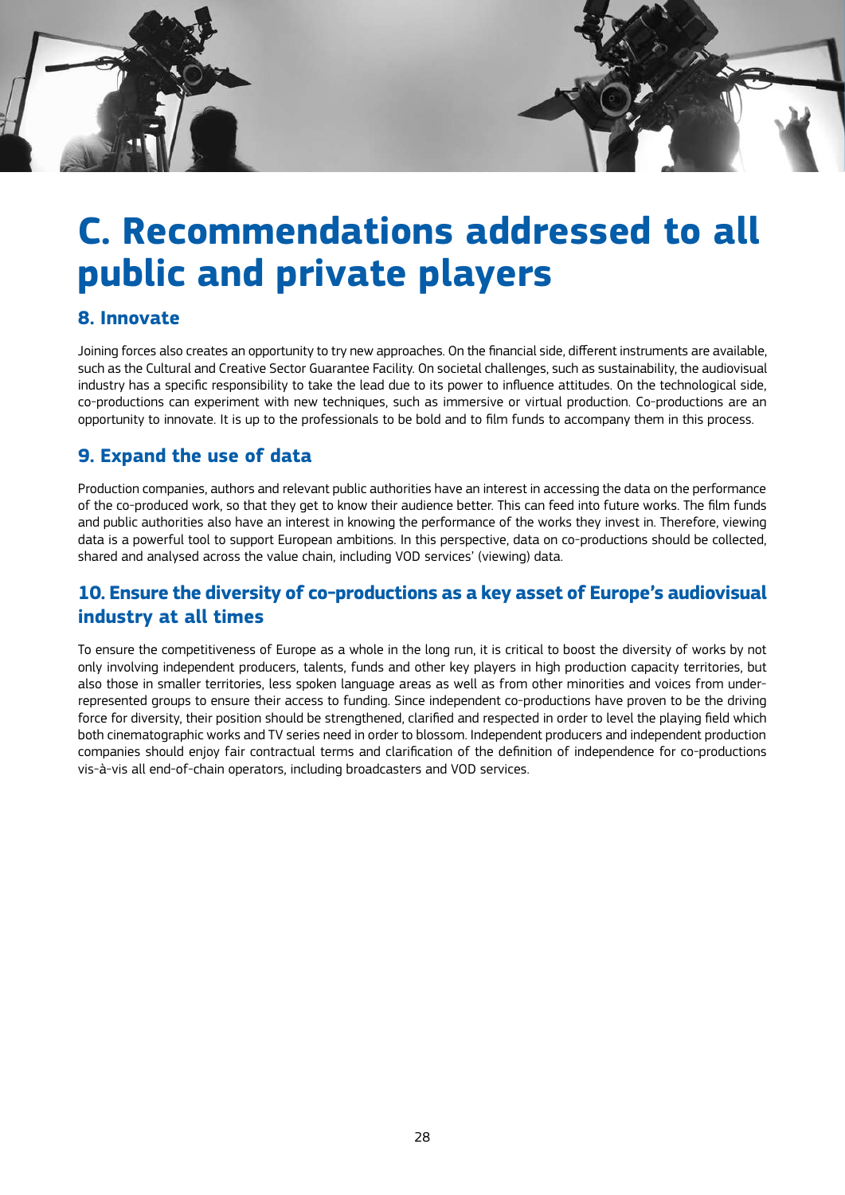# C. Recommendations addressed to all public and private players

## 8. Innovate

Joining forces also creates an opportunity to try new approaches. On the financial side, different instruments are available, such as the Cultural and Creative Sector Guarantee Facility. On societal challenges, such as sustainability, the audiovisual industry has a specific responsibility to take the lead due to its power to influence attitudes. On the technological side, co-productions can experiment with new techniques, such as immersive or virtual production. Co-productions are an opportunity to innovate. It is up to the professionals to be bold and to film funds to accompany them in this process.

## 9. Expand the use of data

Production companies, authors and relevant public authorities have an interest in accessing the data on the performance of the co-produced work, so that they get to know their audience better. This can feed into future works. The film funds and public authorities also have an interest in knowing the performance of the works they invest in. Therefore, viewing data is a powerful tool to support European ambitions. In this perspective, data on co-productions should be collected, shared and analysed across the value chain, including VOD services' (viewing) data.

## 10. Ensure the diversity of co-productions as a key asset of Europe's audiovisual industry at all times

To ensure the competitiveness of Europe as a whole in the long run, it is critical to boost the diversity of works by not only involving independent producers, talents, funds and other key players in high production capacity territories, but also those in smaller territories, less spoken language areas as well as from other minorities and voices from under-represented groups to ensure their access to funding. Since independent co-productions have proven to be the driving force for diversity, their position should be strengthened, clarified and respected in order to level the playing field which both cinematographic works and TV series need in order to blossom. Independent producers and independent production companies should enjoy fair contractual terms and clarification of the definition of independence for co-productions vis-à-vis all end-of-chain operators, including broadcasters and VOD services.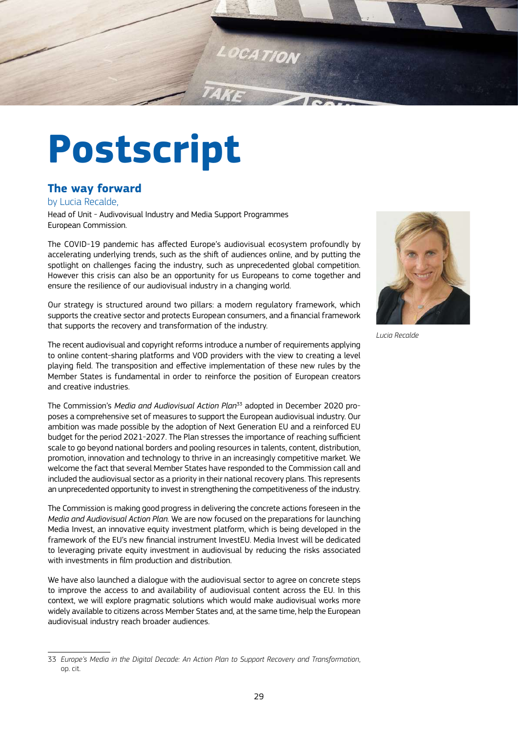# Postscript

## The way forward

by Lucia Recalde,

Head of Unit - Audivovisual Industry and Media Support Programmes
European Commission.

Lucia Recalde

The COVID-19 pandemic has affected Europe's audiovisual ecosystem profoundly by accelerating underlying trends, such as the shift of audiences online, and by putting the spotlight on challenges facing the industry, such as unprecedented global competition. However this crisis can also be an opportunity for us Europeans to come together and ensure the resilience of our audiovisual industry in a changing world.

Our strategy is structured around two pillars: a modern regulatory framework, which supports the creative sector and protects European consumers, and a financial framework that supports the recovery and transformation of the industry.

The recent audiovisual and copyright reforms introduce a number of requirements applying to online content-sharing platforms and VOD providers with the view to creating a level playing field. The transposition and effective implementation of these new rules by the Member States is fundamental in order to reinforce the position of European creators and creative industries.

The Commission's *Media and Audiovisual Action Plan*[33] adopted in December 2020 proposes a comprehensive set of measures to support the European audiovisual industry. Our ambition was made possible by the adoption of Next Generation EU and a reinforced EU budget for the period 2021-2027. The Plan stresses the importance of reaching sufficient scale to go beyond national borders and pooling resources in talents, content, distribution, promotion, innovation and technology to thrive in an increasingly competitive market. We welcome the fact that several Member States have responded to the Commission call and included the audiovisual sector as a priority in their national recovery plans. This represents an unprecedented opportunity to invest in strengthening the competitiveness of the industry.

The Commission is making good progress in delivering the concrete actions foreseen in the *Media and Audiovisual Action Plan*. We are now focused on the preparations for launching Media Invest, an innovative equity investment platform, which is being developed in the framework of the EU's new financial instrument InvestEU. Media Invest will be dedicated to leveraging private equity investment in audiovisual by reducing the risks associated with investments in film production and distribution.

We have also launched a dialogue with the audiovisual sector to agree on concrete steps to improve the access to and availability of audiovisual content across the EU. In this context, we will explore pragmatic solutions which would make audiovisual works more widely available to citizens across Member States and, at the same time, help the European audiovisual industry reach broader audiences.

---

33 *Europe's Media in the Digital Decade: An Action Plan to Support Recovery and Transformation*, op. cit.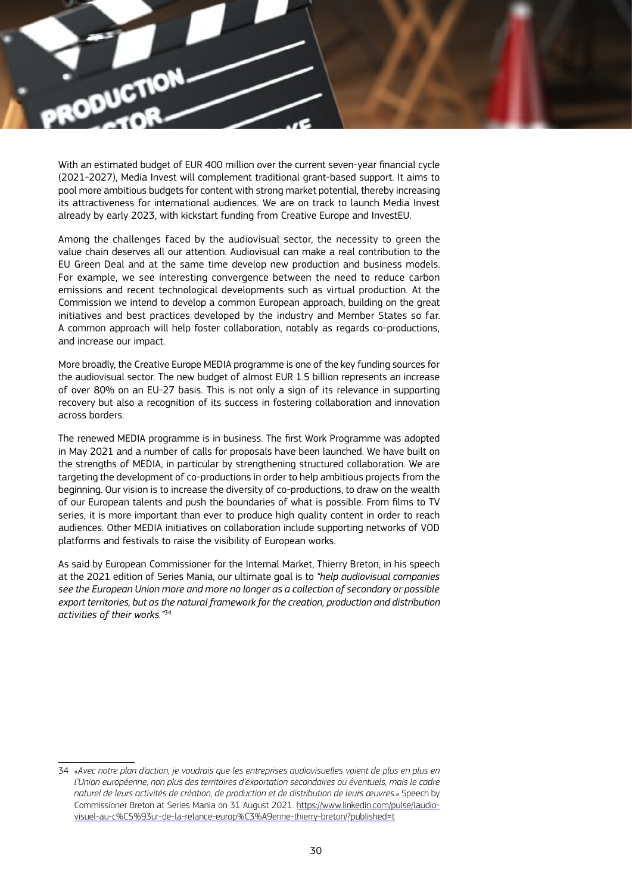With an estimated budget of EUR 400 million over the current seven-year financial cycle (2021-2027), Media Invest will complement traditional grant-based support. It aims to pool more ambitious budgets for content with strong market potential, thereby increasing its attractiveness for international audiences. We are on track to launch Media Invest already by early 2023, with kickstart funding from Creative Europe and InvestEU.

Among the challenges faced by the audiovisual sector, the necessity to green the value chain deserves all our attention. Audiovisual can make a real contribution to the EU Green Deal and at the same time develop new production and business models. For example, we see interesting convergence between the need to reduce carbon emissions and recent technological developments such as virtual production. At the Commission we intend to develop a common European approach, building on the great initiatives and best practices developed by the industry and Member States so far. A common approach will help foster collaboration, notably as regards co-productions, and increase our impact.

More broadly, the Creative Europe MEDIA programme is one of the key funding sources for the audiovisual sector. The new budget of almost EUR 1.5 billion represents an increase of over 80% on an EU-27 basis. This is not only a sign of its relevance in supporting recovery but also a recognition of its success in fostering collaboration and innovation across borders.

The renewed MEDIA programme is in business. The first Work Programme was adopted in May 2021 and a number of calls for proposals have been launched. We have built on the strengths of MEDIA, in particular by strengthening structured collaboration. We are targeting the development of co-productions in order to help ambitious projects from the beginning. Our vision is to increase the diversity of co-productions, to draw on the wealth of our European talents and push the boundaries of what is possible. From films to TV series, it is more important than ever to produce high quality content in order to reach audiences. Other MEDIA initiatives on collaboration include supporting networks of VOD platforms and festivals to raise the visibility of European works.

As said by European Commissioner for the Internal Market, Thierry Breton, in his speech at the 2021 edition of Series Mania, our ultimate goal is to *"help audiovisual companies see the European Union more and more no longer as a collection of secondary or possible export territories, but as the natural framework for the creation, production and distribution activities of their works."*[34]

---

34 *«Avec notre plan d'action, je voudrais que les entreprises audiovisuelles voient de plus en plus en l'Union européenne, non plus des territoires d'exportation secondaires ou éventuels, mais le cadre naturel de leurs activités de création, de production et de distribution de leurs œuvres.»* Speech by Commissioner Breton at Series Mania on 31 August 2021. https://www.linkedin.com/pulse/laudio-visuel-au-c%C5%93ur-de-la-relance-europ%C3%A9enne-thierry-breton/?published=t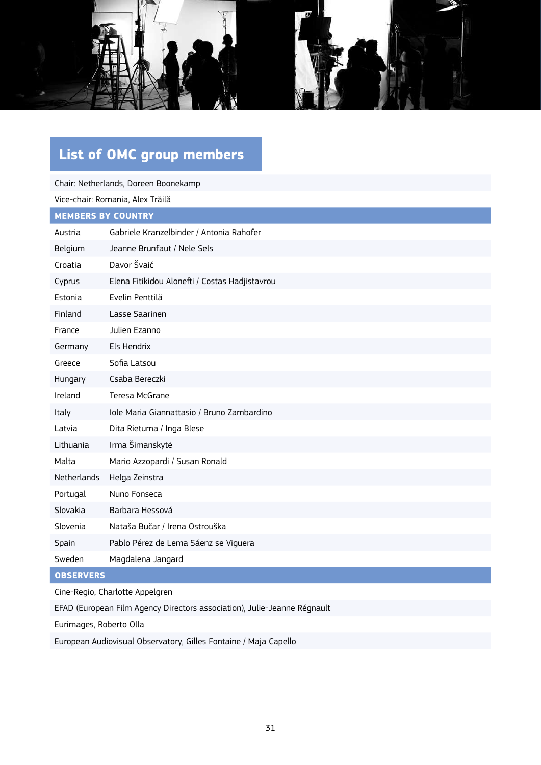## List of OMC group members

Chair: Netherlands, Doreen Boonekamp

Vice-chair: Romania, Alex Trăilă

| MEMBERS BY COUNTRY | |
|---|---|
| Austria | Gabriele Kranzelbinder / Antonia Rahofer |
| Belgium | Jeanne Brunfaut / Nele Sels |
| Croatia | Davor Švaić |
| Cyprus | Elena Fitikidou Alonefti / Costas Hadjistavrou |
| Estonia | Evelin Penttilä |
| Finland | Lasse Saarinen |
| France | Julien Ezanno |
| Germany | Els Hendrix |
| Greece | Sofia Latsou |
| Hungary | Csaba Bereczki |
| Ireland | Teresa McGrane |
| Italy | Iole Maria Giannattasio / Bruno Zambardino |
| Latvia | Dita Rietuma / Inga Blese |
| Lithuania | Irma Šimanskytė |
| Malta | Mario Azzopardi / Susan Ronald |
| Netherlands | Helga Zeinstra |
| Portugal | Nuno Fonseca |
| Slovakia | Barbara Hessová |
| Slovenia | Nataša Bučar / Irena Ostrouška |
| Spain | Pablo Pérez de Lema Sáenz se Viguera |
| Sweden | Magdalena Jangard |

**OBSERVERS**

Cine-Regio, Charlotte Appelgren

EFAD (European Film Agency Directors association), Julie-Jeanne Régnault

Eurimages, Roberto Olla

European Audiovisual Observatory, Gilles Fontaine / Maja Capello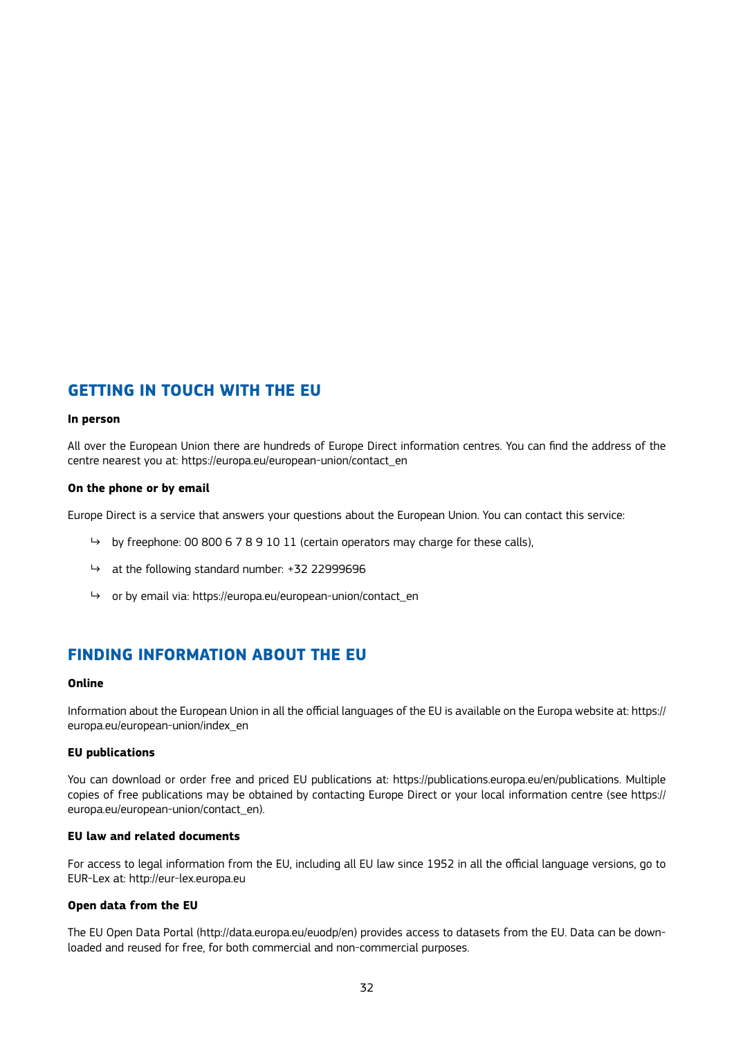## GETTING IN TOUCH WITH THE EU

**In person**

All over the European Union there are hundreds of Europe Direct information centres. You can find the address of the centre nearest you at: https://europa.eu/european-union/contact_en

**On the phone or by email**

Europe Direct is a service that answers your questions about the European Union. You can contact this service:

- by freephone: 00 800 6 7 8 9 10 11 (certain operators may charge for these calls),
- at the following standard number: +32 22999696
- or by email via: https://europa.eu/european-union/contact_en

## FINDING INFORMATION ABOUT THE EU

**Online**

Information about the European Union in all the official languages of the EU is available on the Europa website at: https://europa.eu/european-union/index_en

**EU publications**

You can download or order free and priced EU publications at: https://publications.europa.eu/en/publications. Multiple copies of free publications may be obtained by contacting Europe Direct or your local information centre (see https://europa.eu/european-union/contact_en).

**EU law and related documents**

For access to legal information from the EU, including all EU law since 1952 in all the official language versions, go to EUR-Lex at: http://eur-lex.europa.eu

**Open data from the EU**

The EU Open Data Portal (http://data.europa.eu/euodp/en) provides access to datasets from the EU. Data can be downloaded and reused for free, for both commercial and non-commercial purposes.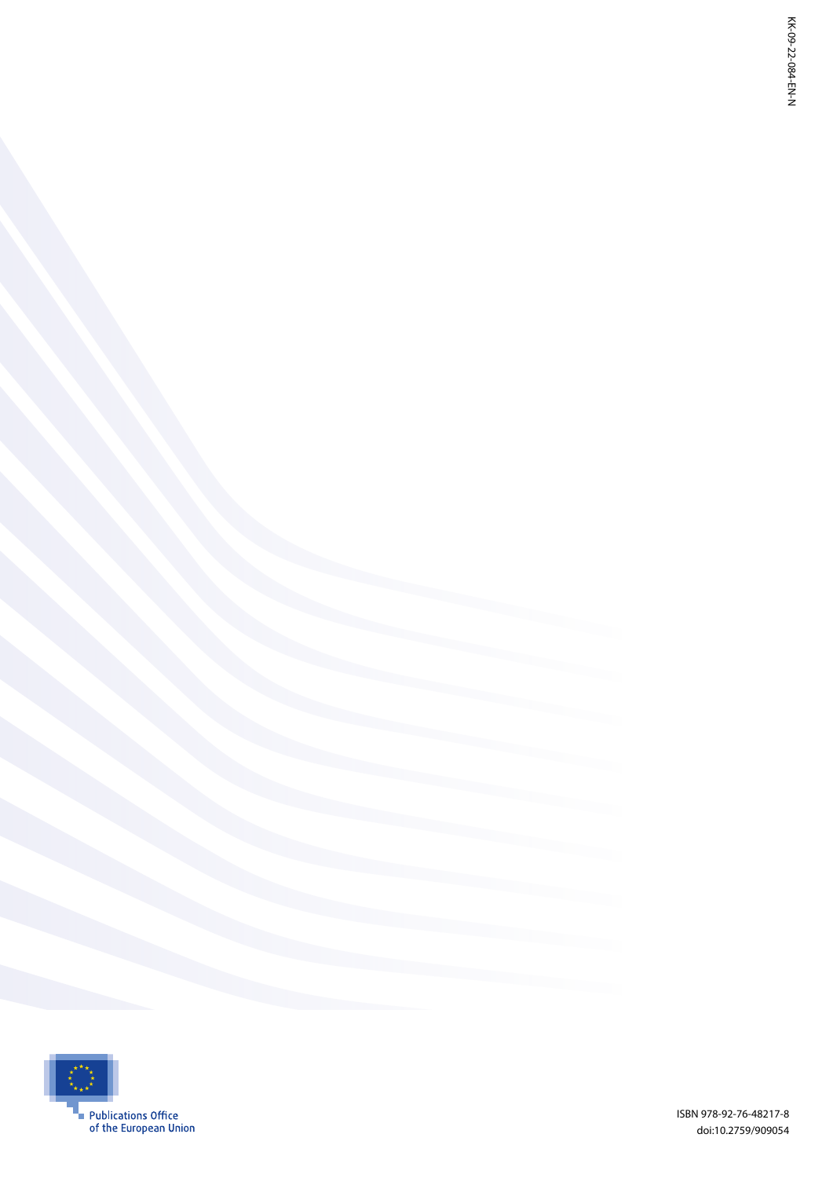KK-09-22-084-EN-N

Publications Office of the European Union

ISBN 978-92-76-48217-8
doi:10.2759/909054